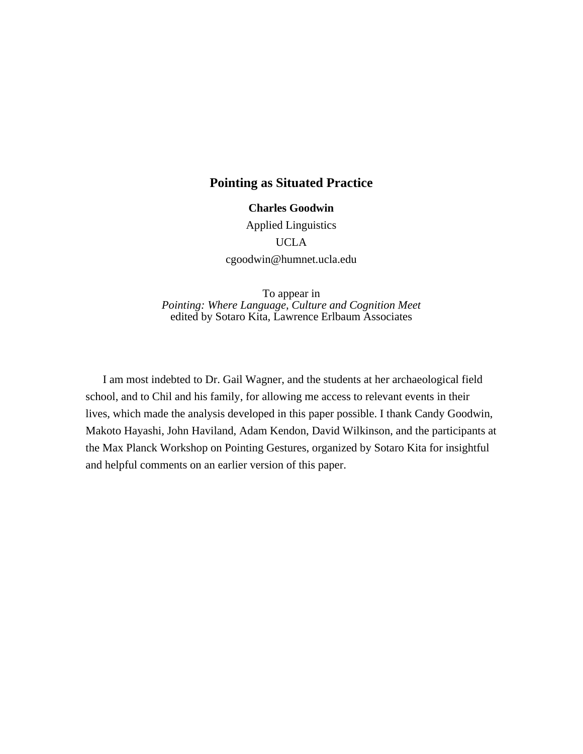# Pointing as Situated Practice

**Charles Goodwin**

Applied Linguistics

UCLA

cgoodwin@humnet.ucla.edu

To appear in
*Pointing: Where Language, Culture and Cognition Meet*
edited by Sotaro Kita, Lawrence Erlbaum Associates

I am most indebted to Dr. Gail Wagner, and the students at her archaeological field school, and to Chil and his family, for allowing me access to relevant events in their lives, which made the analysis developed in this paper possible. I thank Candy Goodwin, Makoto Hayashi, John Haviland, Adam Kendon, David Wilkinson, and the participants at the Max Planck Workshop on Pointing Gestures, organized by Sotaro Kita for insightful and helpful comments on an earlier version of this paper.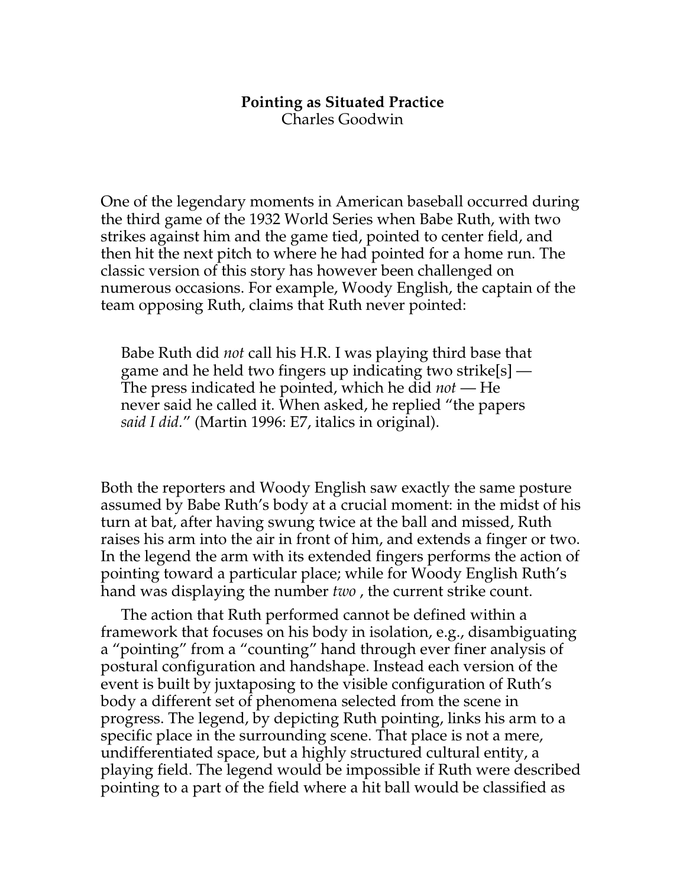**Pointing as Situated Practice**
Charles Goodwin

One of the legendary moments in American baseball occurred during the third game of the 1932 World Series when Babe Ruth, with two strikes against him and the game tied, pointed to center field, and then hit the next pitch to where he had pointed for a home run. The classic version of this story has however been challenged on numerous occasions. For example, Woody English, the captain of the team opposing Ruth, claims that Ruth never pointed:

> Babe Ruth did *not* call his H.R. I was playing third base that game and he held two fingers up indicating two strike[s] — The press indicated he pointed, which he did *not* — He never said he called it. When asked, he replied "the papers *said I did*." (Martin 1996: E7, italics in original).

Both the reporters and Woody English saw exactly the same posture assumed by Babe Ruth's body at a crucial moment: in the midst of his turn at bat, after having swung twice at the ball and missed, Ruth raises his arm into the air in front of him, and extends a finger or two. In the legend the arm with its extended fingers performs the action of pointing toward a particular place; while for Woody English Ruth's hand was displaying the number *two* , the current strike count.

The action that Ruth performed cannot be defined within a framework that focuses on his body in isolation, e.g., disambiguating a "pointing" from a "counting" hand through ever finer analysis of postural configuration and handshape. Instead each version of the event is built by juxtaposing to the visible configuration of Ruth's body a different set of phenomena selected from the scene in progress. The legend, by depicting Ruth pointing, links his arm to a specific place in the surrounding scene. That place is not a mere, undifferentiated space, but a highly structured cultural entity, a playing field. The legend would be impossible if Ruth were described pointing to a part of the field where a hit ball would be classified as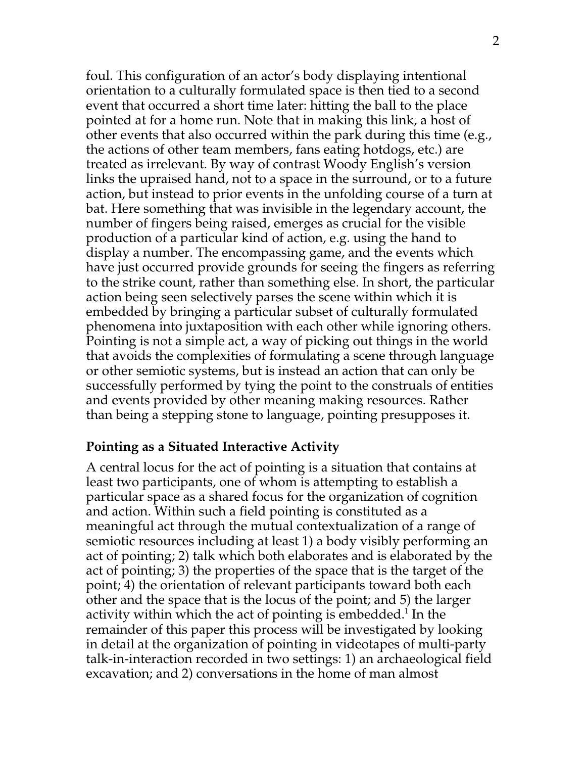foul. This configuration of an actor's body displaying intentional orientation to a culturally formulated space is then tied to a second event that occurred a short time later: hitting the ball to the place pointed at for a home run. Note that in making this link, a host of other events that also occurred within the park during this time (e.g., the actions of other team members, fans eating hotdogs, etc.) are treated as irrelevant. By way of contrast Woody English's version links the upraised hand, not to a space in the surround, or to a future action, but instead to prior events in the unfolding course of a turn at bat. Here something that was invisible in the legendary account, the number of fingers being raised, emerges as crucial for the visible production of a particular kind of action, e.g. using the hand to display a number. The encompassing game, and the events which have just occurred provide grounds for seeing the fingers as referring to the strike count, rather than something else. In short, the particular action being seen selectively parses the scene within which it is embedded by bringing a particular subset of culturally formulated phenomena into juxtaposition with each other while ignoring others. Pointing is not a simple act, a way of picking out things in the world that avoids the complexities of formulating a scene through language or other semiotic systems, but is instead an action that can only be successfully performed by tying the point to the construals of entities and events provided by other meaning making resources. Rather than being a stepping stone to language, pointing presupposes it.

## Pointing as a Situated Interactive Activity

A central locus for the act of pointing is a situation that contains at least two participants, one of whom is attempting to establish a particular space as a shared focus for the organization of cognition and action. Within such a field pointing is constituted as a meaningful act through the mutual contextualization of a range of semiotic resources including at least 1) a body visibly performing an act of pointing; 2) talk which both elaborates and is elaborated by the act of pointing; 3) the properties of the space that is the target of the point; 4) the orientation of relevant participants toward both each other and the space that is the locus of the point; and 5) the larger activity within which the act of pointing is embedded.[1] In the remainder of this paper this process will be investigated by looking in detail at the organization of pointing in videotapes of multi-party talk-in-interaction recorded in two settings: 1) an archaeological field excavation; and 2) conversations in the home of man almost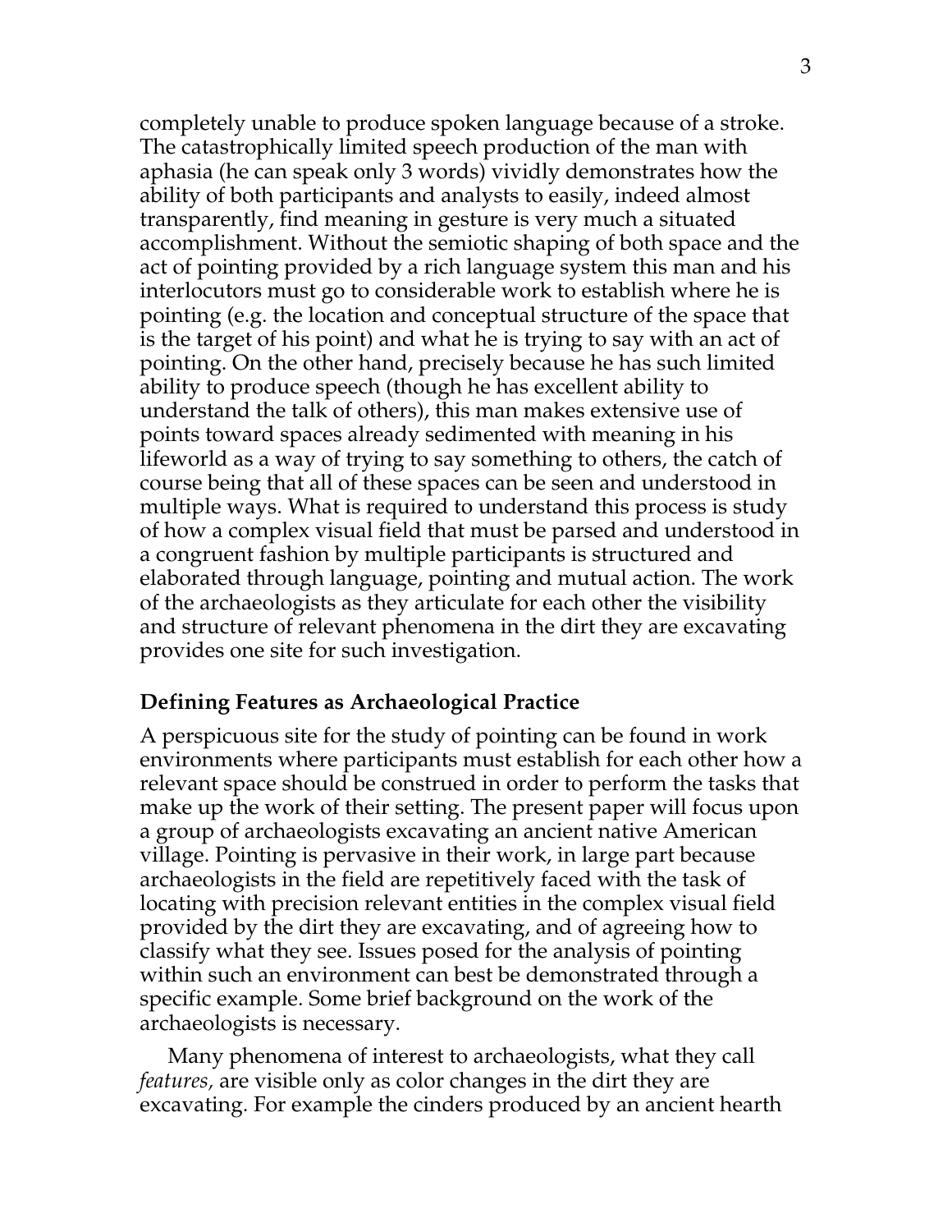completely unable to produce spoken language because of a stroke. The catastrophically limited speech production of the man with aphasia (he can speak only 3 words) vividly demonstrates how the ability of both participants and analysts to easily, indeed almost transparently, find meaning in gesture is very much a situated accomplishment. Without the semiotic shaping of both space and the act of pointing provided by a rich language system this man and his interlocutors must go to considerable work to establish where he is pointing (e.g. the location and conceptual structure of the space that is the target of his point) and what he is trying to say with an act of pointing. On the other hand, precisely because he has such limited ability to produce speech (though he has excellent ability to understand the talk of others), this man makes extensive use of points toward spaces already sedimented with meaning in his lifeworld as a way of trying to say something to others, the catch of course being that all of these spaces can be seen and understood in multiple ways. What is required to understand this process is study of how a complex visual field that must be parsed and understood in a congruent fashion by multiple participants is structured and elaborated through language, pointing and mutual action. The work of the archaeologists as they articulate for each other the visibility and structure of relevant phenomena in the dirt they are excavating provides one site for such investigation.

## Defining Features as Archaeological Practice

A perspicuous site for the study of pointing can be found in work environments where participants must establish for each other how a relevant space should be construed in order to perform the tasks that make up the work of their setting. The present paper will focus upon a group of archaeologists excavating an ancient native American village. Pointing is pervasive in their work, in large part because archaeologists in the field are repetitively faced with the task of locating with precision relevant entities in the complex visual field provided by the dirt they are excavating, and of agreeing how to classify what they see. Issues posed for the analysis of pointing within such an environment can best be demonstrated through a specific example. Some brief background on the work of the archaeologists is necessary.

Many phenomena of interest to archaeologists, what they call *features,* are visible only as color changes in the dirt they are excavating. For example the cinders produced by an ancient hearth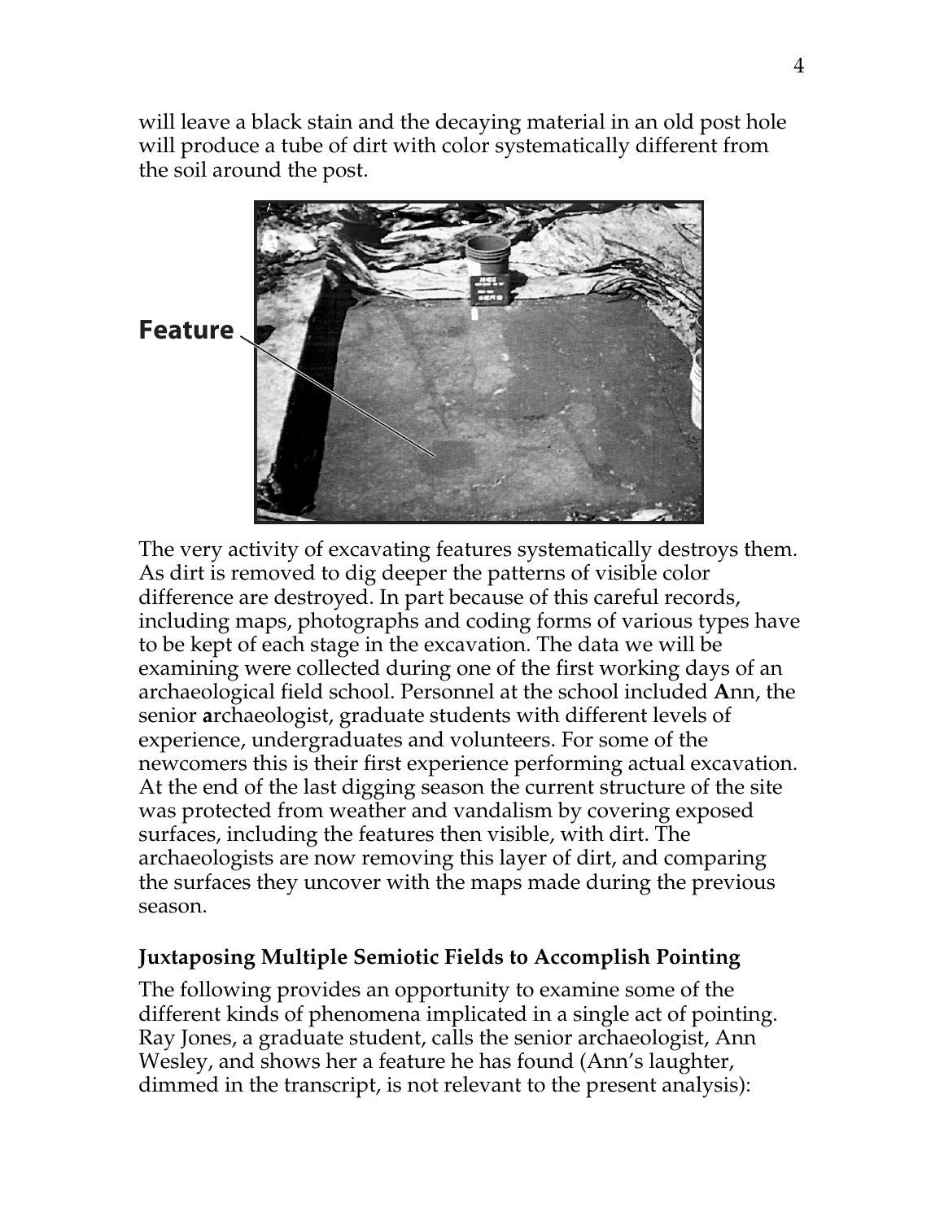will leave a black stain and the decaying material in an old post hole will produce a tube of dirt with color systematically different from the soil around the post.

The very activity of excavating features systematically destroys them. As dirt is removed to dig deeper the patterns of visible color difference are destroyed. In part because of this careful records, including maps, photographs and coding forms of various types have to be kept of each stage in the excavation. The data we will be examining were collected during one of the first working days of an archaeological field school. Personnel at the school included **A**nn, the senior **a**rchaeologist, graduate students with different levels of experience, undergraduates and volunteers. For some of the newcomers this is their first experience performing actual excavation. At the end of the last digging season the current structure of the site was protected from weather and vandalism by covering exposed surfaces, including the features then visible, with dirt. The archaeologists are now removing this layer of dirt, and comparing the surfaces they uncover with the maps made during the previous season.

### Juxtaposing Multiple Semiotic Fields to Accomplish Pointing

The following provides an opportunity to examine some of the different kinds of phenomena implicated in a single act of pointing. Ray Jones, a graduate student, calls the senior archaeologist, Ann Wesley, and shows her a feature he has found (Ann's laughter, dimmed in the transcript, is not relevant to the present analysis):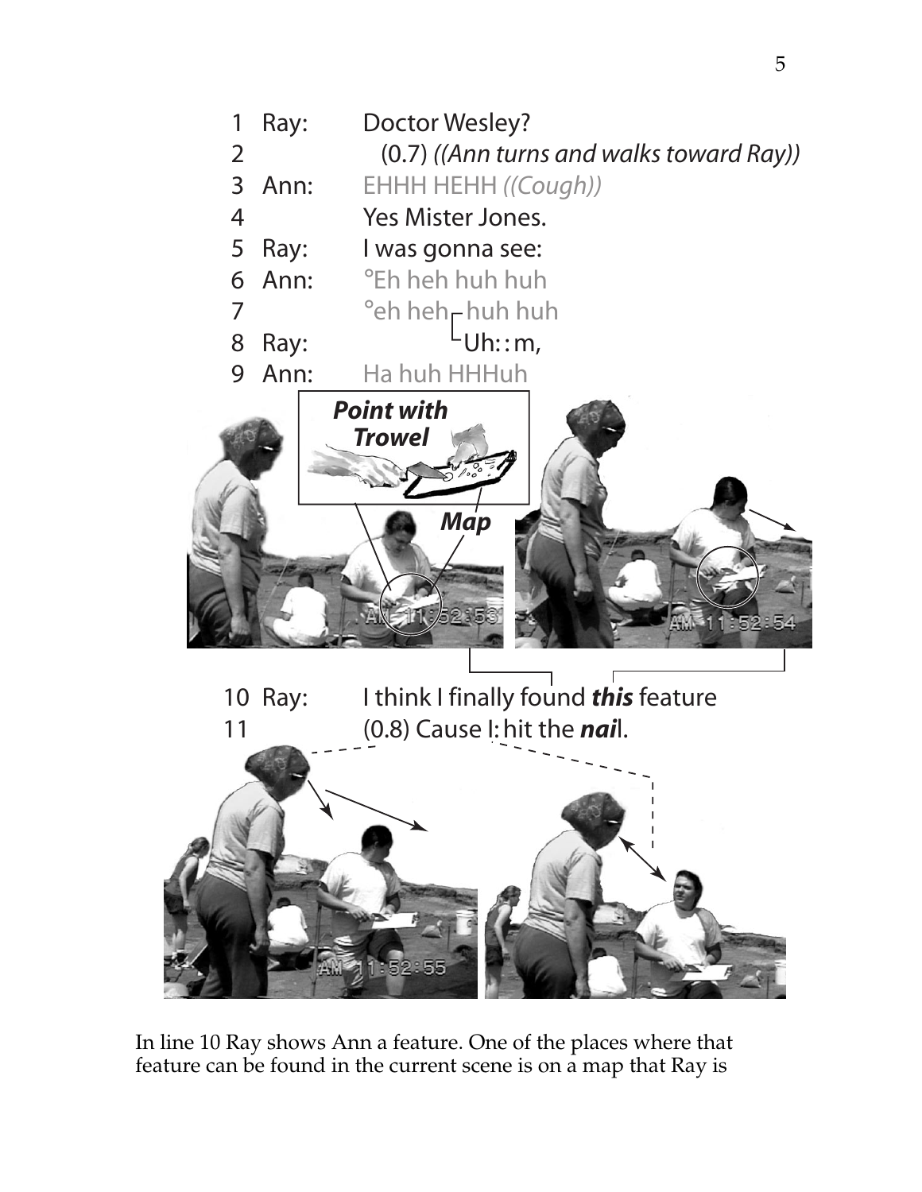```
1  Ray:   Doctor Wesley?
2           (0.7) ((Ann turns and walks toward Ray))
3  Ann:   EHHH HEHH ((Cough))
4           Yes Mister Jones.
5  Ray:   I was gonna see:
6  Ann:   °Eh heh huh huh
7           °eh heh┌huh huh
8  Ray:            └Uh::m,
9  Ann:   Ha huh HHHuh
```

**Point with Trowel**

**Map**

```
10 Ray:   I think I finally found this feature
11          (0.8) Cause I: hit the nail.
```

In line 10 Ray shows Ann a feature. One of the places where that feature can be found in the current scene is on a map that Ray is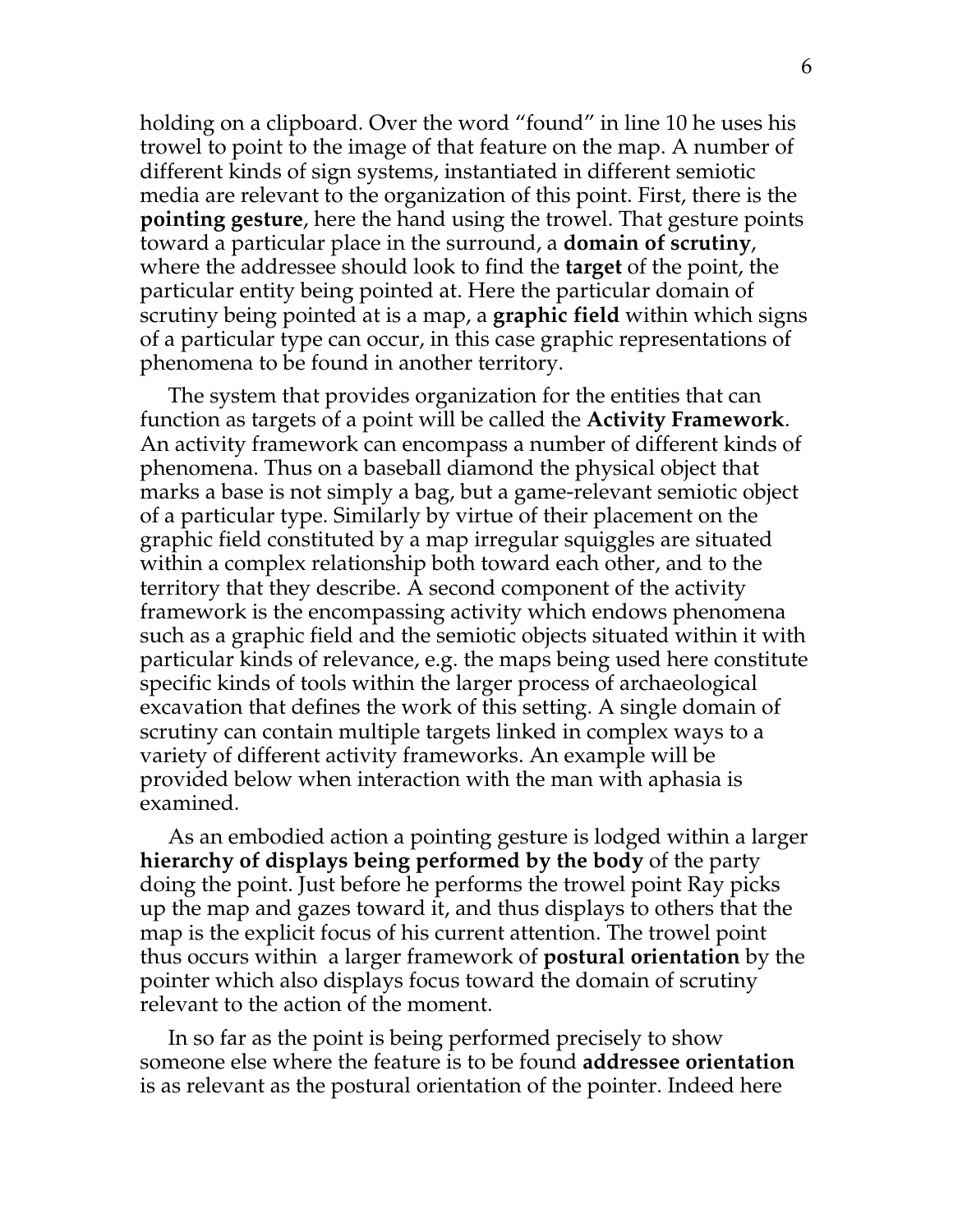holding on a clipboard. Over the word "found" in line 10 he uses his trowel to point to the image of that feature on the map. A number of different kinds of sign systems, instantiated in different semiotic media are relevant to the organization of this point. First, there is the **pointing gesture**, here the hand using the trowel. That gesture points toward a particular place in the surround, a **domain of scrutiny**, where the addressee should look to find the **target** of the point, the particular entity being pointed at. Here the particular domain of scrutiny being pointed at is a map, a **graphic field** within which signs of a particular type can occur, in this case graphic representations of phenomena to be found in another territory.

The system that provides organization for the entities that can function as targets of a point will be called the **Activity Framework**. An activity framework can encompass a number of different kinds of phenomena. Thus on a baseball diamond the physical object that marks a base is not simply a bag, but a game-relevant semiotic object of a particular type. Similarly by virtue of their placement on the graphic field constituted by a map irregular squiggles are situated within a complex relationship both toward each other, and to the territory that they describe. A second component of the activity framework is the encompassing activity which endows phenomena such as a graphic field and the semiotic objects situated within it with particular kinds of relevance, e.g. the maps being used here constitute specific kinds of tools within the larger process of archaeological excavation that defines the work of this setting. A single domain of scrutiny can contain multiple targets linked in complex ways to a variety of different activity frameworks. An example will be provided below when interaction with the man with aphasia is examined.

As an embodied action a pointing gesture is lodged within a larger **hierarchy of displays being performed by the body** of the party doing the point. Just before he performs the trowel point Ray picks up the map and gazes toward it, and thus displays to others that the map is the explicit focus of his current attention. The trowel point thus occurs within a larger framework of **postural orientation** by the pointer which also displays focus toward the domain of scrutiny relevant to the action of the moment.

In so far as the point is being performed precisely to show someone else where the feature is to be found **addressee orientation** is as relevant as the postural orientation of the pointer. Indeed here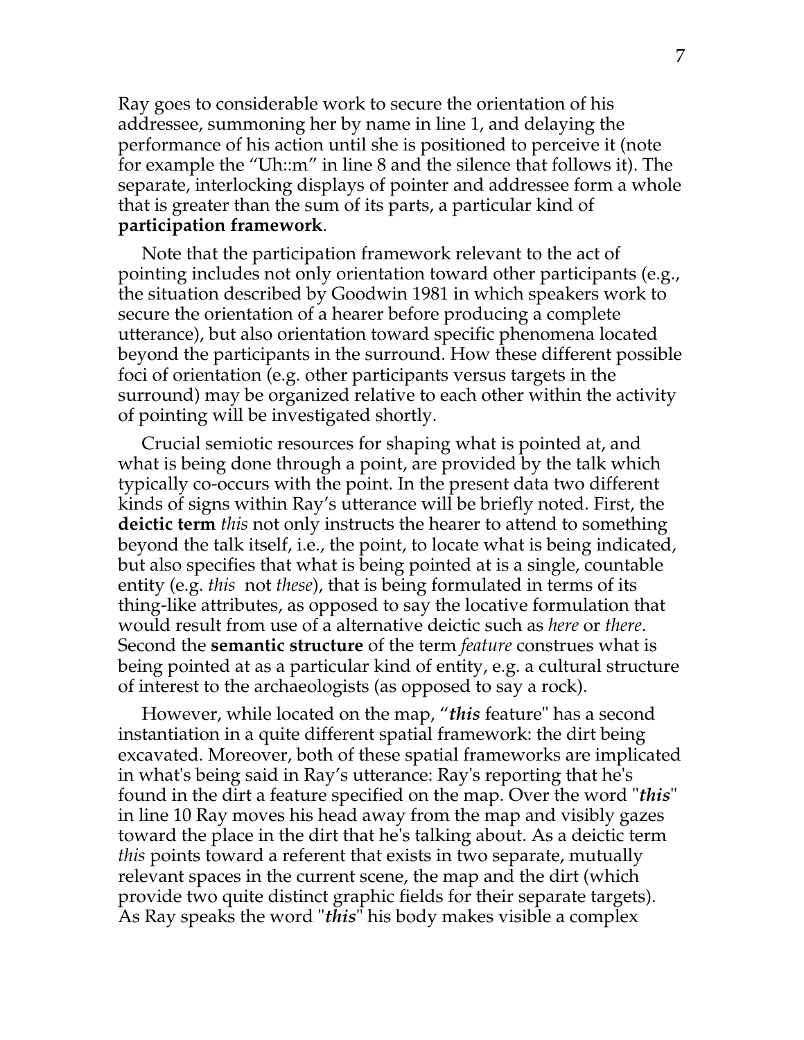Ray goes to considerable work to secure the orientation of his addressee, summoning her by name in line 1, and delaying the performance of his action until she is positioned to perceive it (note for example the "Uh::m" in line 8 and the silence that follows it). The separate, interlocking displays of pointer and addressee form a whole that is greater than the sum of its parts, a particular kind of **participation framework**.

Note that the participation framework relevant to the act of pointing includes not only orientation toward other participants (e.g., the situation described by Goodwin 1981 in which speakers work to secure the orientation of a hearer before producing a complete utterance), but also orientation toward specific phenomena located beyond the participants in the surround. How these different possible foci of orientation (e.g. other participants versus targets in the surround) may be organized relative to each other within the activity of pointing will be investigated shortly.

Crucial semiotic resources for shaping what is pointed at, and what is being done through a point, are provided by the talk which typically co-occurs with the point. In the present data two different kinds of signs within Ray's utterance will be briefly noted. First, the **deictic term** *this* not only instructs the hearer to attend to something beyond the talk itself, i.e., the point, to locate what is being indicated, but also specifies that what is being pointed at is a single, countable entity (e.g. *this* not *these*), that is being formulated in terms of its thing-like attributes, as opposed to say the locative formulation that would result from use of a alternative deictic such as *here* or *there*. Second the **semantic structure** of the term *feature* construes what is being pointed at as a particular kind of entity, e.g. a cultural structure of interest to the archaeologists (as opposed to say a rock).

However, while located on the map, "***this*** feature" has a second instantiation in a quite different spatial framework: the dirt being excavated. Moreover, both of these spatial frameworks are implicated in what's being said in Ray's utterance: Ray's reporting that he's found in the dirt a feature specified on the map. Over the word "***this***" in line 10 Ray moves his head away from the map and visibly gazes toward the place in the dirt that he's talking about. As a deictic term *this* points toward a referent that exists in two separate, mutually relevant spaces in the current scene, the map and the dirt (which provide two quite distinct graphic fields for their separate targets). As Ray speaks the word "***this***" his body makes visible a complex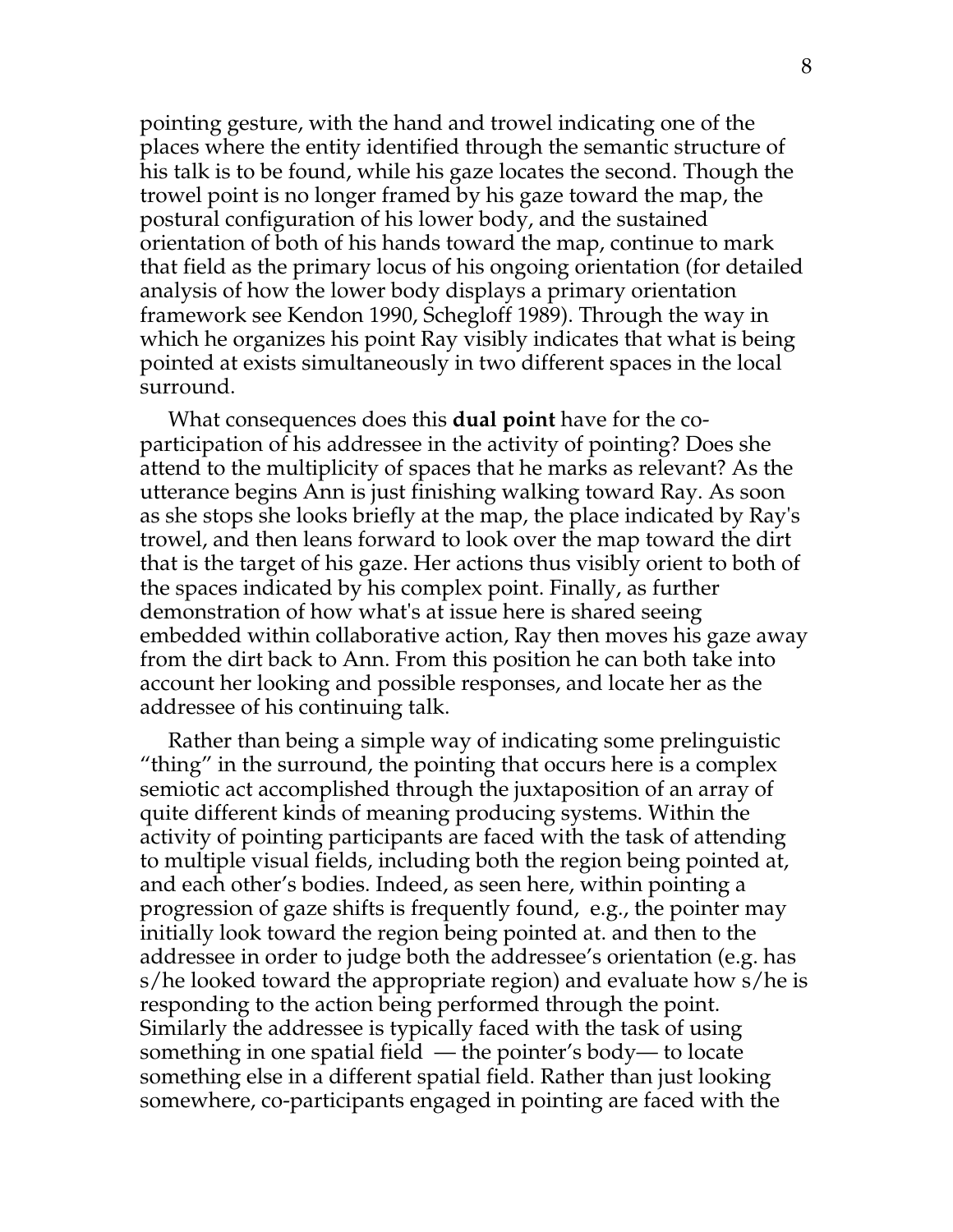pointing gesture, with the hand and trowel indicating one of the places where the entity identified through the semantic structure of his talk is to be found, while his gaze locates the second. Though the trowel point is no longer framed by his gaze toward the map, the postural configuration of his lower body, and the sustained orientation of both of his hands toward the map, continue to mark that field as the primary locus of his ongoing orientation (for detailed analysis of how the lower body displays a primary orientation framework see Kendon 1990, Schegloff 1989). Through the way in which he organizes his point Ray visibly indicates that what is being pointed at exists simultaneously in two different spaces in the local surround.

What consequences does this **dual point** have for the co-participation of his addressee in the activity of pointing? Does she attend to the multiplicity of spaces that he marks as relevant? As the utterance begins Ann is just finishing walking toward Ray. As soon as she stops she looks briefly at the map, the place indicated by Ray's trowel, and then leans forward to look over the map toward the dirt that is the target of his gaze. Her actions thus visibly orient to both of the spaces indicated by his complex point. Finally, as further demonstration of how what's at issue here is shared seeing embedded within collaborative action, Ray then moves his gaze away from the dirt back to Ann. From this position he can both take into account her looking and possible responses, and locate her as the addressee of his continuing talk.

Rather than being a simple way of indicating some prelinguistic "thing" in the surround, the pointing that occurs here is a complex semiotic act accomplished through the juxtaposition of an array of quite different kinds of meaning producing systems. Within the activity of pointing participants are faced with the task of attending to multiple visual fields, including both the region being pointed at, and each other's bodies. Indeed, as seen here, within pointing a progression of gaze shifts is frequently found, e.g., the pointer may initially look toward the region being pointed at. and then to the addressee in order to judge both the addressee's orientation (e.g. has s/he looked toward the appropriate region) and evaluate how s/he is responding to the action being performed through the point. Similarly the addressee is typically faced with the task of using something in one spatial field — the pointer's body— to locate something else in a different spatial field. Rather than just looking somewhere, co-participants engaged in pointing are faced with the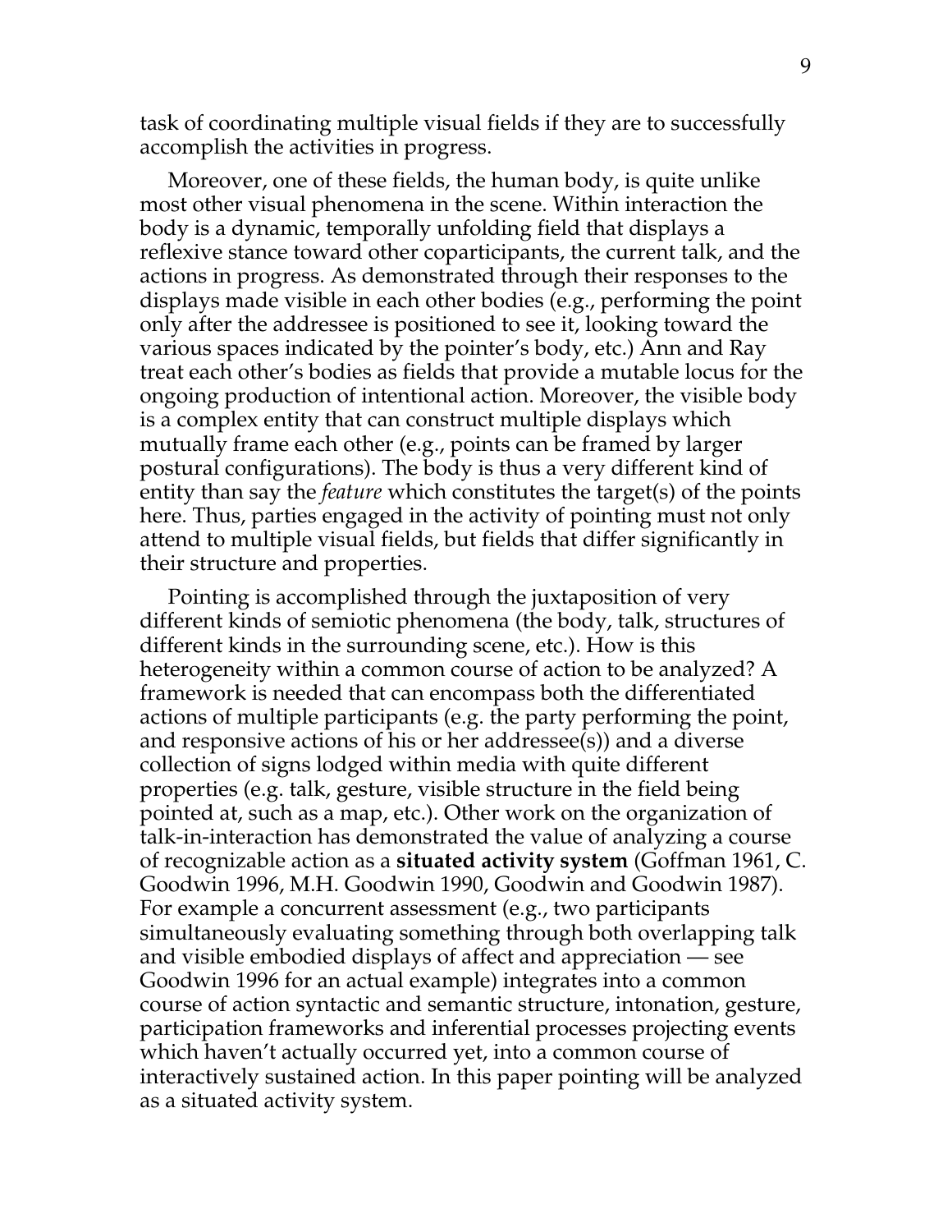task of coordinating multiple visual fields if they are to successfully accomplish the activities in progress.

Moreover, one of these fields, the human body, is quite unlike most other visual phenomena in the scene. Within interaction the body is a dynamic, temporally unfolding field that displays a reflexive stance toward other coparticipants, the current talk, and the actions in progress. As demonstrated through their responses to the displays made visible in each other bodies (e.g., performing the point only after the addressee is positioned to see it, looking toward the various spaces indicated by the pointer's body, etc.) Ann and Ray treat each other's bodies as fields that provide a mutable locus for the ongoing production of intentional action. Moreover, the visible body is a complex entity that can construct multiple displays which mutually frame each other (e.g., points can be framed by larger postural configurations). The body is thus a very different kind of entity than say the *feature* which constitutes the target(s) of the points here. Thus, parties engaged in the activity of pointing must not only attend to multiple visual fields, but fields that differ significantly in their structure and properties.

Pointing is accomplished through the juxtaposition of very different kinds of semiotic phenomena (the body, talk, structures of different kinds in the surrounding scene, etc.). How is this heterogeneity within a common course of action to be analyzed? A framework is needed that can encompass both the differentiated actions of multiple participants (e.g. the party performing the point, and responsive actions of his or her addressee(s)) and a diverse collection of signs lodged within media with quite different properties (e.g. talk, gesture, visible structure in the field being pointed at, such as a map, etc.). Other work on the organization of talk-in-interaction has demonstrated the value of analyzing a course of recognizable action as a **situated activity system** (Goffman 1961, C. Goodwin 1996, M.H. Goodwin 1990, Goodwin and Goodwin 1987). For example a concurrent assessment (e.g., two participants simultaneously evaluating something through both overlapping talk and visible embodied displays of affect and appreciation — see Goodwin 1996 for an actual example) integrates into a common course of action syntactic and semantic structure, intonation, gesture, participation frameworks and inferential processes projecting events which haven't actually occurred yet, into a common course of interactively sustained action. In this paper pointing will be analyzed as a situated activity system.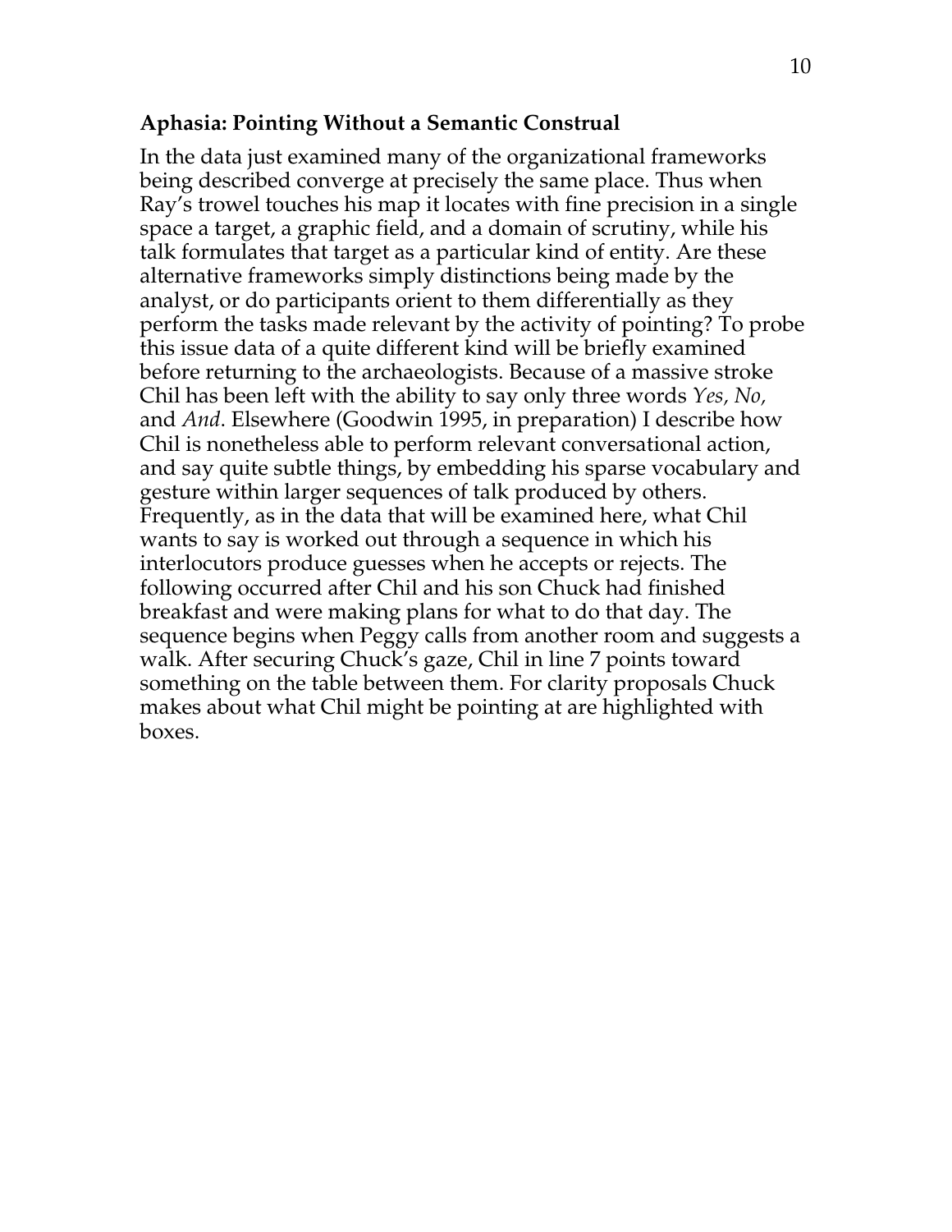### Aphasia: Pointing Without a Semantic Construal

In the data just examined many of the organizational frameworks being described converge at precisely the same place. Thus when Ray's trowel touches his map it locates with fine precision in a single space a target, a graphic field, and a domain of scrutiny, while his talk formulates that target as a particular kind of entity. Are these alternative frameworks simply distinctions being made by the analyst, or do participants orient to them differentially as they perform the tasks made relevant by the activity of pointing? To probe this issue data of a quite different kind will be briefly examined before returning to the archaeologists. Because of a massive stroke Chil has been left with the ability to say only three words *Yes, No,* and *And*. Elsewhere (Goodwin 1995, in preparation) I describe how Chil is nonetheless able to perform relevant conversational action, and say quite subtle things, by embedding his sparse vocabulary and gesture within larger sequences of talk produced by others. Frequently, as in the data that will be examined here, what Chil wants to say is worked out through a sequence in which his interlocutors produce guesses when he accepts or rejects. The following occurred after Chil and his son Chuck had finished breakfast and were making plans for what to do that day. The sequence begins when Peggy calls from another room and suggests a walk. After securing Chuck's gaze, Chil in line 7 points toward something on the table between them. For clarity proposals Chuck makes about what Chil might be pointing at are highlighted with boxes.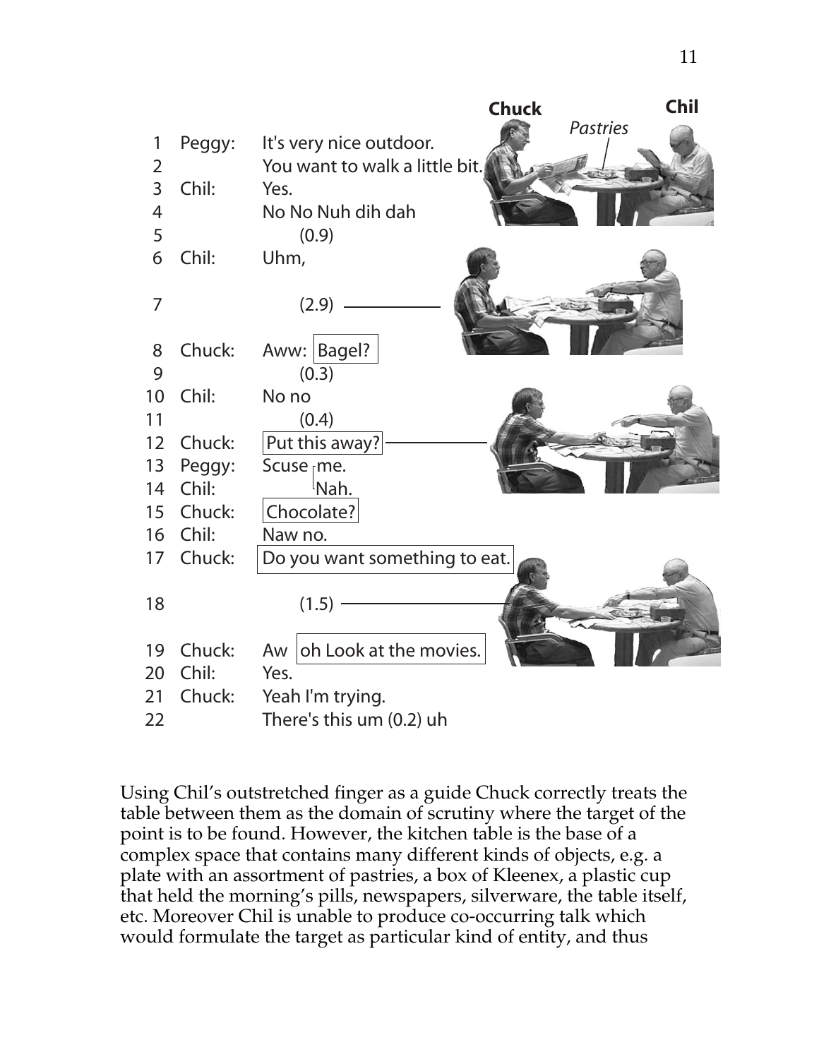```
1   Peggy:   It's very nice outdoor.
2            You want to walk a little bit.
3   Chil:    Yes.
4            No No Nuh dih dah
5                 (0.9)
6   Chil:    Uhm,
7                 (2.9)
8   Chuck:   Aww: [Bagel?]
9                 (0.3)
10  Chil:    No no
11                (0.4)
12  Chuck:   [Put this away?]
13  Peggy:   Scuse ┌me.
14  Chil:          └Nah.
15  Chuck:   [Chocolate?]
16  Chil:    Naw no.
17  Chuck:   [Do you want something to eat.]
18                (1.5)
19  Chuck:   Aw [oh Look at the movies.]
20  Chil:    Yes.
21  Chuck:   Yeah I'm trying.
22           There's this um (0.2) uh
```

Chuck    Chil    *Pastries*

Using Chil's outstretched finger as a guide Chuck correctly treats the table between them as the domain of scrutiny where the target of the point is to be found. However, the kitchen table is the base of a complex space that contains many different kinds of objects, e.g. a plate with an assortment of pastries, a box of Kleenex, a plastic cup that held the morning's pills, newspapers, silverware, the table itself, etc. Moreover Chil is unable to produce co-occurring talk which would formulate the target as particular kind of entity, and thus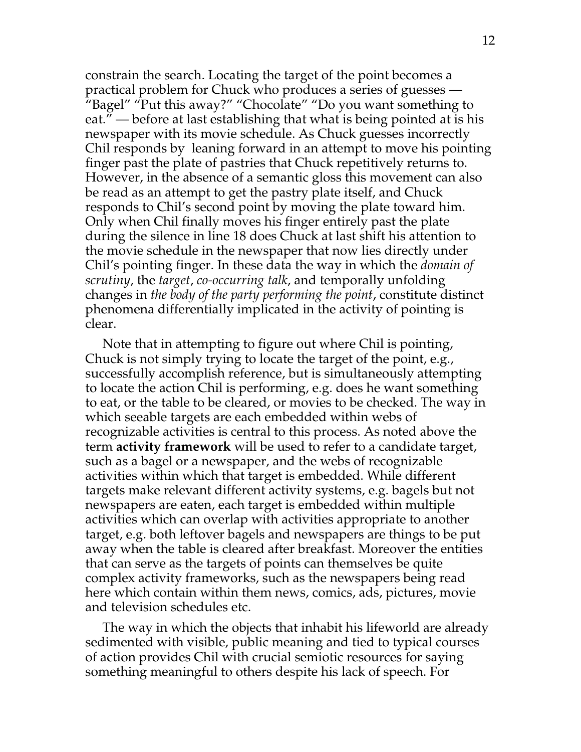constrain the search. Locating the target of the point becomes a practical problem for Chuck who produces a series of guesses — "Bagel" "Put this away?" "Chocolate" "Do you want something to eat." — before at last establishing that what is being pointed at is his newspaper with its movie schedule. As Chuck guesses incorrectly Chil responds by leaning forward in an attempt to move his pointing finger past the plate of pastries that Chuck repetitively returns to. However, in the absence of a semantic gloss this movement can also be read as an attempt to get the pastry plate itself, and Chuck responds to Chil's second point by moving the plate toward him. Only when Chil finally moves his finger entirely past the plate during the silence in line 18 does Chuck at last shift his attention to the movie schedule in the newspaper that now lies directly under Chil's pointing finger. In these data the way in which the *domain of scrutiny*, the *target*, *co-occurring talk*, and temporally unfolding changes in *the body of the party performing the point*, constitute distinct phenomena differentially implicated in the activity of pointing is clear.

Note that in attempting to figure out where Chil is pointing, Chuck is not simply trying to locate the target of the point, e.g., successfully accomplish reference, but is simultaneously attempting to locate the action Chil is performing, e.g. does he want something to eat, or the table to be cleared, or movies to be checked. The way in which seeable targets are each embedded within webs of recognizable activities is central to this process. As noted above the term **activity framework** will be used to refer to a candidate target, such as a bagel or a newspaper, and the webs of recognizable activities within which that target is embedded. While different targets make relevant different activity systems, e.g. bagels but not newspapers are eaten, each target is embedded within multiple activities which can overlap with activities appropriate to another target, e.g. both leftover bagels and newspapers are things to be put away when the table is cleared after breakfast. Moreover the entities that can serve as the targets of points can themselves be quite complex activity frameworks, such as the newspapers being read here which contain within them news, comics, ads, pictures, movie and television schedules etc.

The way in which the objects that inhabit his lifeworld are already sedimented with visible, public meaning and tied to typical courses of action provides Chil with crucial semiotic resources for saying something meaningful to others despite his lack of speech. For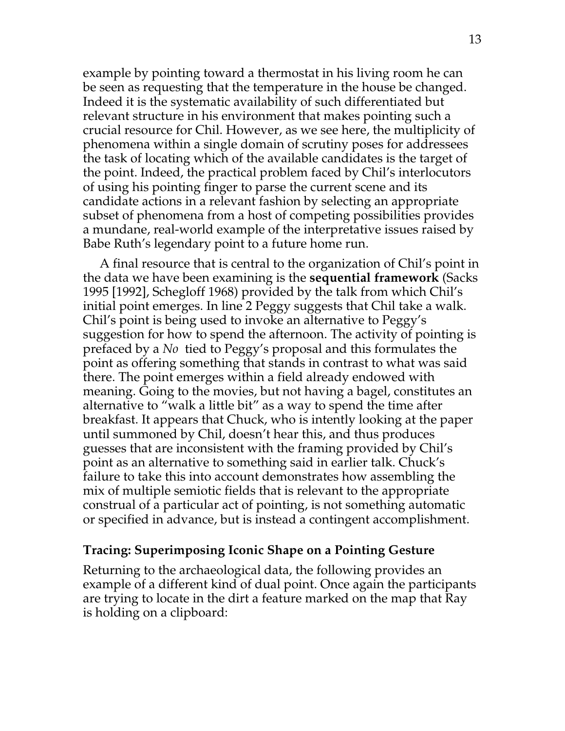example by pointing toward a thermostat in his living room he can be seen as requesting that the temperature in the house be changed. Indeed it is the systematic availability of such differentiated but relevant structure in his environment that makes pointing such a crucial resource for Chil. However, as we see here, the multiplicity of phenomena within a single domain of scrutiny poses for addressees the task of locating which of the available candidates is the target of the point. Indeed, the practical problem faced by Chil's interlocutors of using his pointing finger to parse the current scene and its candidate actions in a relevant fashion by selecting an appropriate subset of phenomena from a host of competing possibilities provides a mundane, real-world example of the interpretative issues raised by Babe Ruth's legendary point to a future home run.

A final resource that is central to the organization of Chil's point in the data we have been examining is the **sequential framework** (Sacks 1995 [1992], Schegloff 1968) provided by the talk from which Chil's initial point emerges. In line 2 Peggy suggests that Chil take a walk. Chil's point is being used to invoke an alternative to Peggy's suggestion for how to spend the afternoon. The activity of pointing is prefaced by a *No* tied to Peggy's proposal and this formulates the point as offering something that stands in contrast to what was said there. The point emerges within a field already endowed with meaning. Going to the movies, but not having a bagel, constitutes an alternative to "walk a little bit" as a way to spend the time after breakfast. It appears that Chuck, who is intently looking at the paper until summoned by Chil, doesn't hear this, and thus produces guesses that are inconsistent with the framing provided by Chil's point as an alternative to something said in earlier talk. Chuck's failure to take this into account demonstrates how assembling the mix of multiple semiotic fields that is relevant to the appropriate construal of a particular act of pointing, is not something automatic or specified in advance, but is instead a contingent accomplishment.

### Tracing: Superimposing Iconic Shape on a Pointing Gesture

Returning to the archaeological data, the following provides an example of a different kind of dual point. Once again the participants are trying to locate in the dirt a feature marked on the map that Ray is holding on a clipboard: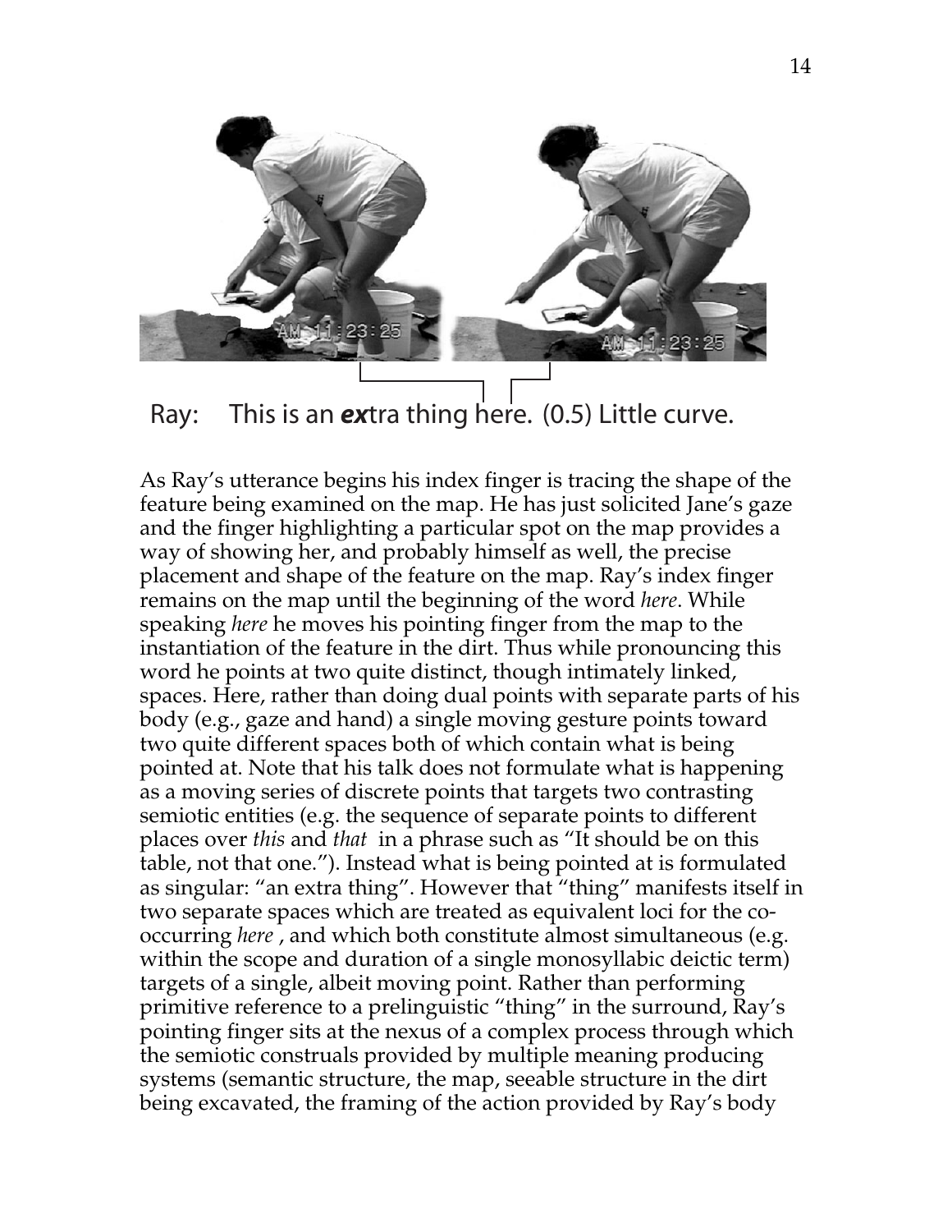Ray: This is an ***ex***tra thing here. (0.5) Little curve.

As Ray's utterance begins his index finger is tracing the shape of the feature being examined on the map. He has just solicited Jane's gaze and the finger highlighting a particular spot on the map provides a way of showing her, and probably himself as well, the precise placement and shape of the feature on the map. Ray's index finger remains on the map until the beginning of the word *here*. While speaking *here* he moves his pointing finger from the map to the instantiation of the feature in the dirt. Thus while pronouncing this word he points at two quite distinct, though intimately linked, spaces. Here, rather than doing dual points with separate parts of his body (e.g., gaze and hand) a single moving gesture points toward two quite different spaces both of which contain what is being pointed at. Note that his talk does not formulate what is happening as a moving series of discrete points that targets two contrasting semiotic entities (e.g. the sequence of separate points to different places over *this* and *that* in a phrase such as "It should be on this table, not that one."). Instead what is being pointed at is formulated as singular: "an extra thing". However that "thing" manifests itself in two separate spaces which are treated as equivalent loci for the co-occurring *here* , and which both constitute almost simultaneous (e.g. within the scope and duration of a single monosyllabic deictic term) targets of a single, albeit moving point. Rather than performing primitive reference to a prelinguistic "thing" in the surround, Ray's pointing finger sits at the nexus of a complex process through which the semiotic construals provided by multiple meaning producing systems (semantic structure, the map, seeable structure in the dirt being excavated, the framing of the action provided by Ray's body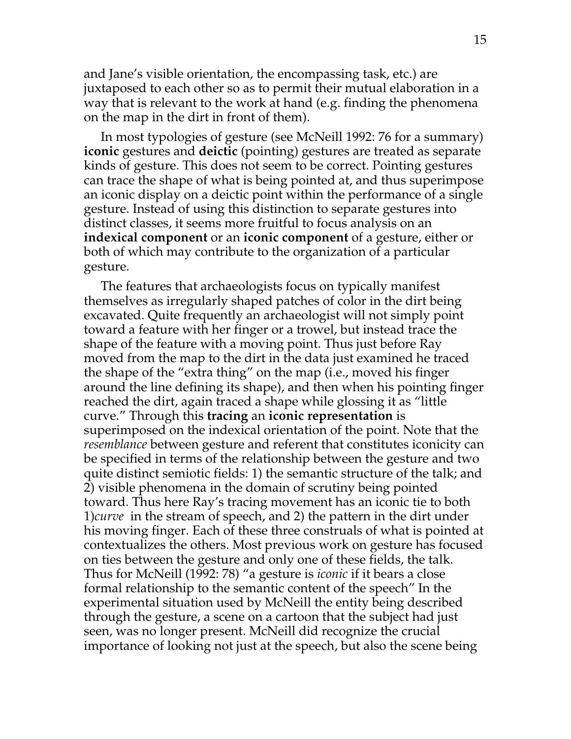and Jane's visible orientation, the encompassing task, etc.) are juxtaposed to each other so as to permit their mutual elaboration in a way that is relevant to the work at hand (e.g. finding the phenomena on the map in the dirt in front of them).

In most typologies of gesture (see McNeill 1992: 76 for a summary) **iconic** gestures and **deictic** (pointing) gestures are treated as separate kinds of gesture. This does not seem to be correct. Pointing gestures can trace the shape of what is being pointed at, and thus superimpose an iconic display on a deictic point within the performance of a single gesture. Instead of using this distinction to separate gestures into distinct classes, it seems more fruitful to focus analysis on an **indexical component** or an **iconic component** of a gesture, either or both of which may contribute to the organization of a particular gesture.

The features that archaeologists focus on typically manifest themselves as irregularly shaped patches of color in the dirt being excavated. Quite frequently an archaeologist will not simply point toward a feature with her finger or a trowel, but instead trace the shape of the feature with a moving point. Thus just before Ray moved from the map to the dirt in the data just examined he traced the shape of the "extra thing" on the map (i.e., moved his finger around the line defining its shape), and then when his pointing finger reached the dirt, again traced a shape while glossing it as "little curve." Through this **tracing** an **iconic representation** is superimposed on the indexical orientation of the point. Note that the *resemblance* between gesture and referent that constitutes iconicity can be specified in terms of the relationship between the gesture and two quite distinct semiotic fields: 1) the semantic structure of the talk; and 2) visible phenomena in the domain of scrutiny being pointed toward. Thus here Ray's tracing movement has an iconic tie to both 1)*curve* in the stream of speech, and 2) the pattern in the dirt under his moving finger. Each of these three construals of what is pointed at contextualizes the others. Most previous work on gesture has focused on ties between the gesture and only one of these fields, the talk. Thus for McNeill (1992: 78) "a gesture is *iconic* if it bears a close formal relationship to the semantic content of the speech" In the experimental situation used by McNeill the entity being described through the gesture, a scene on a cartoon that the subject had just seen, was no longer present. McNeill did recognize the crucial importance of looking not just at the speech, but also the scene being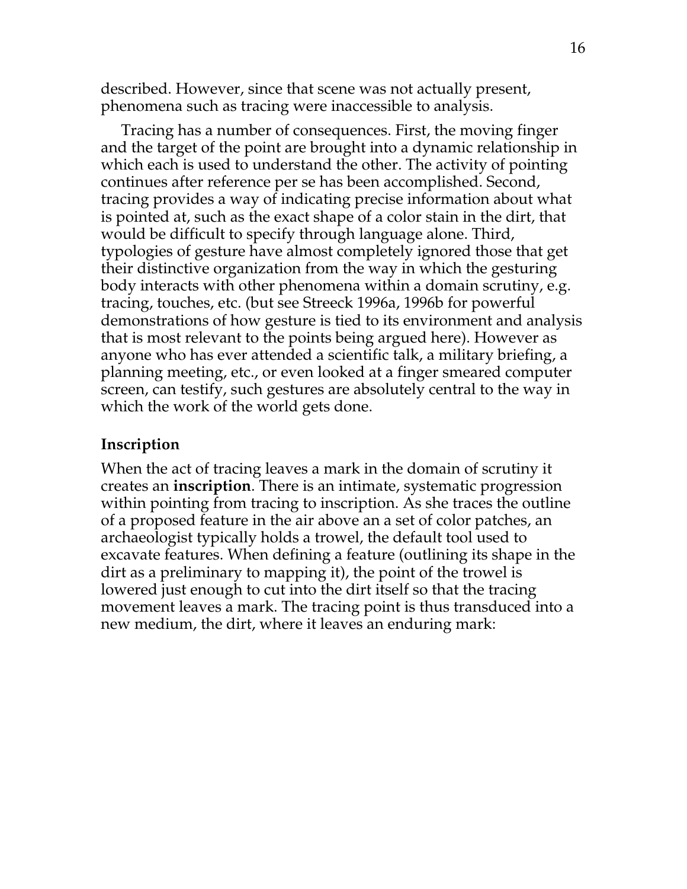described. However, since that scene was not actually present, phenomena such as tracing were inaccessible to analysis.

Tracing has a number of consequences. First, the moving finger and the target of the point are brought into a dynamic relationship in which each is used to understand the other. The activity of pointing continues after reference per se has been accomplished. Second, tracing provides a way of indicating precise information about what is pointed at, such as the exact shape of a color stain in the dirt, that would be difficult to specify through language alone. Third, typologies of gesture have almost completely ignored those that get their distinctive organization from the way in which the gesturing body interacts with other phenomena within a domain scrutiny, e.g. tracing, touches, etc. (but see Streeck 1996a, 1996b for powerful demonstrations of how gesture is tied to its environment and analysis that is most relevant to the points being argued here). However as anyone who has ever attended a scientific talk, a military briefing, a planning meeting, etc., or even looked at a finger smeared computer screen, can testify, such gestures are absolutely central to the way in which the work of the world gets done.

### Inscription

When the act of tracing leaves a mark in the domain of scrutiny it creates an **inscription**. There is an intimate, systematic progression within pointing from tracing to inscription. As she traces the outline of a proposed feature in the air above an a set of color patches, an archaeologist typically holds a trowel, the default tool used to excavate features. When defining a feature (outlining its shape in the dirt as a preliminary to mapping it), the point of the trowel is lowered just enough to cut into the dirt itself so that the tracing movement leaves a mark. The tracing point is thus transduced into a new medium, the dirt, where it leaves an enduring mark: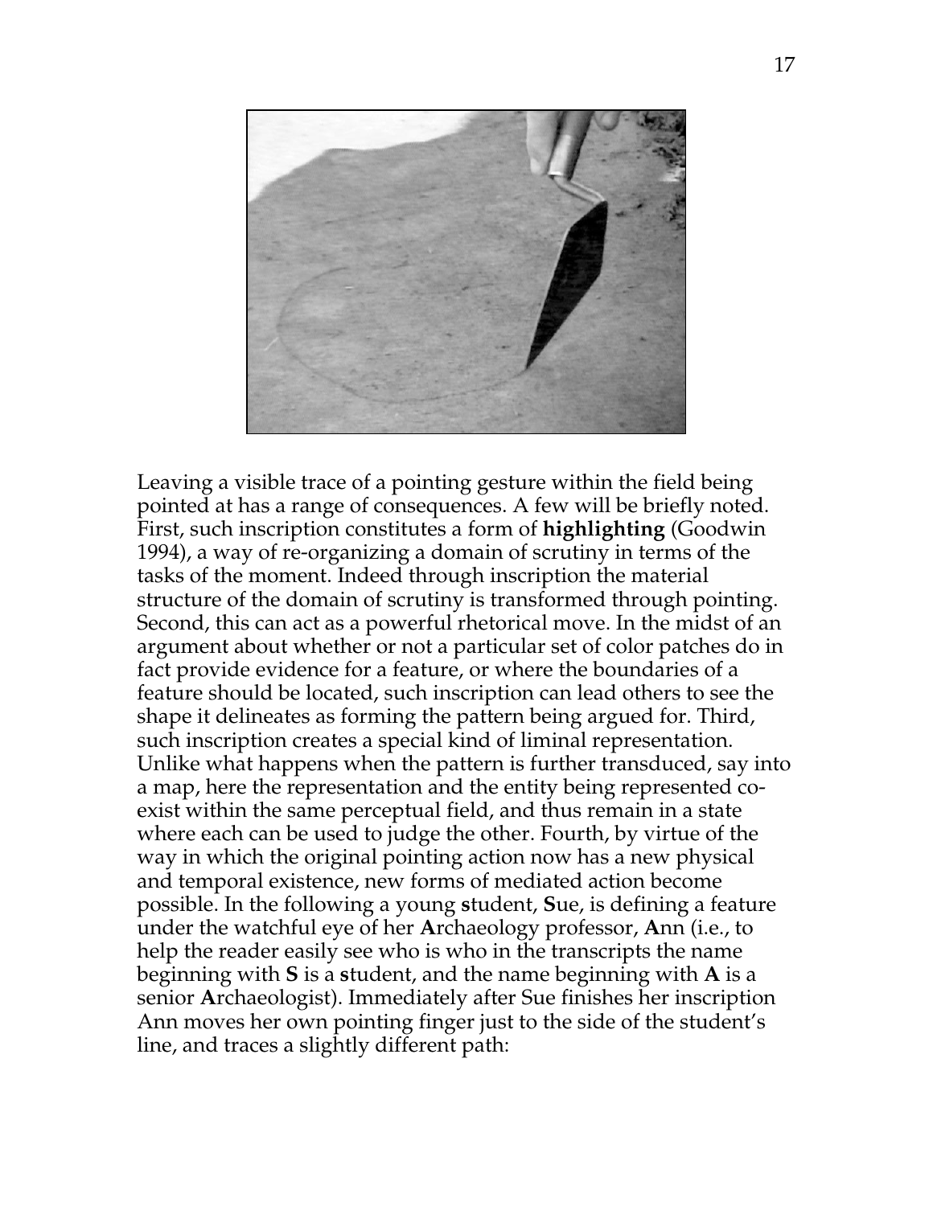Leaving a visible trace of a pointing gesture within the field being pointed at has a range of consequences. A few will be briefly noted. First, such inscription constitutes a form of **highlighting** (Goodwin 1994), a way of re-organizing a domain of scrutiny in terms of the tasks of the moment. Indeed through inscription the material structure of the domain of scrutiny is transformed through pointing. Second, this can act as a powerful rhetorical move. In the midst of an argument about whether or not a particular set of color patches do in fact provide evidence for a feature, or where the boundaries of a feature should be located, such inscription can lead others to see the shape it delineates as forming the pattern being argued for. Third, such inscription creates a special kind of liminal representation. Unlike what happens when the pattern is further transduced, say into a map, here the representation and the entity being represented co-exist within the same perceptual field, and thus remain in a state where each can be used to judge the other. Fourth, by virtue of the way in which the original pointing action now has a new physical and temporal existence, new forms of mediated action become possible. In the following a young **s**tudent, **S**ue, is defining a feature under the watchful eye of her **A**rchaeology professor, **A**nn (i.e., to help the reader easily see who is who in the transcripts the name beginning with **S** is a **s**tudent, and the name beginning with **A** is a senior **A**rchaeologist). Immediately after Sue finishes her inscription Ann moves her own pointing finger just to the side of the student's line, and traces a slightly different path: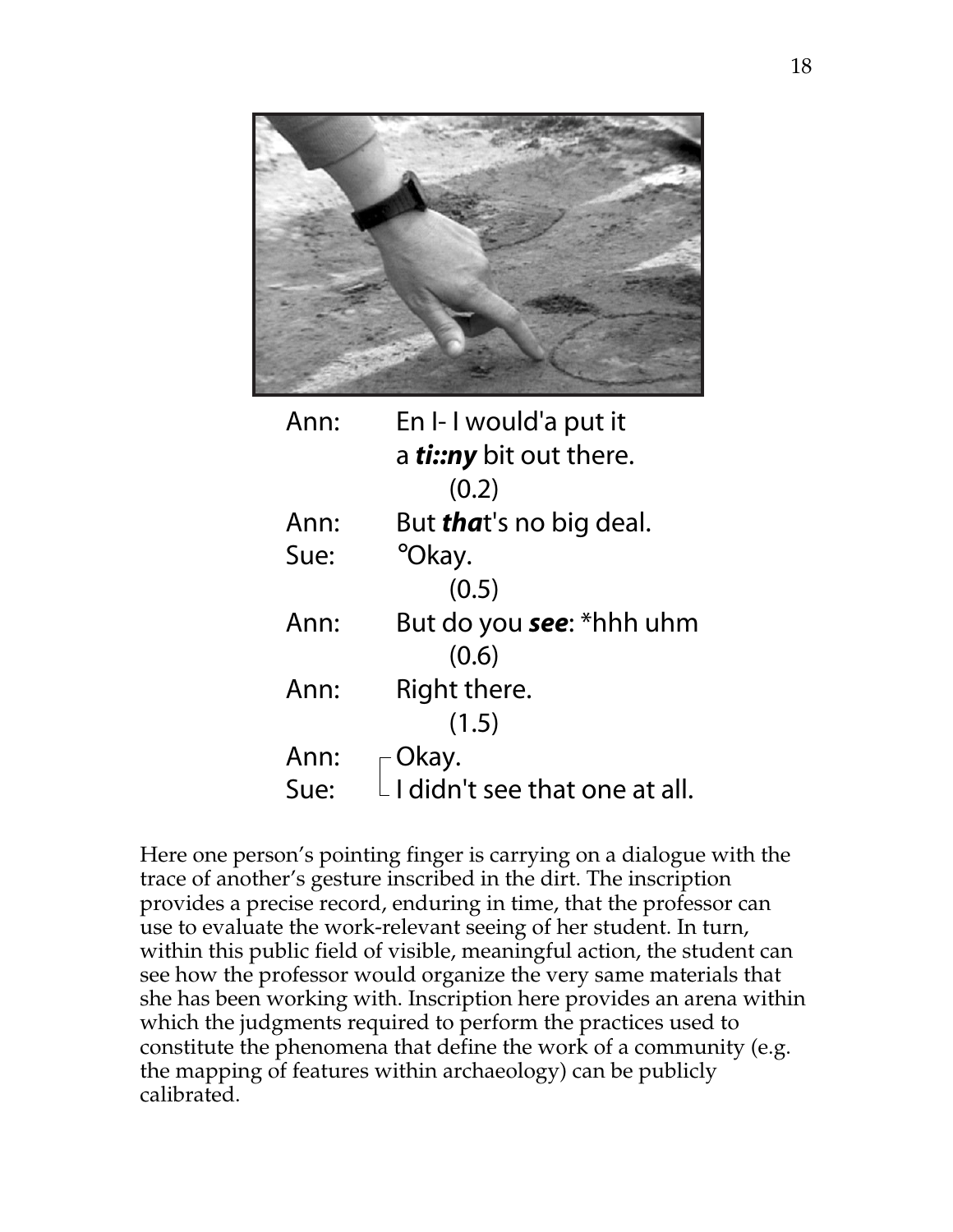| | |
|---|---|
| Ann: | En I- I would'a put it |
| | a ***ti::ny*** bit out there. |
| | (0.2) |
| Ann: | But ***tha***t's no big deal. |
| Sue: | °Okay. |
| | (0.5) |
| Ann: | But do you ***see***: *hhh uhm |
| | (0.6) |
| Ann: | Right there. |
| | (1.5) |
| Ann: | [Okay. |
| Sue: | [I didn't see that one at all. |

Here one person's pointing finger is carrying on a dialogue with the trace of another's gesture inscribed in the dirt. The inscription provides a precise record, enduring in time, that the professor can use to evaluate the work-relevant seeing of her student. In turn, within this public field of visible, meaningful action, the student can see how the professor would organize the very same materials that she has been working with. Inscription here provides an arena within which the judgments required to perform the practices used to constitute the phenomena that define the work of a community (e.g. the mapping of features within archaeology) can be publicly calibrated.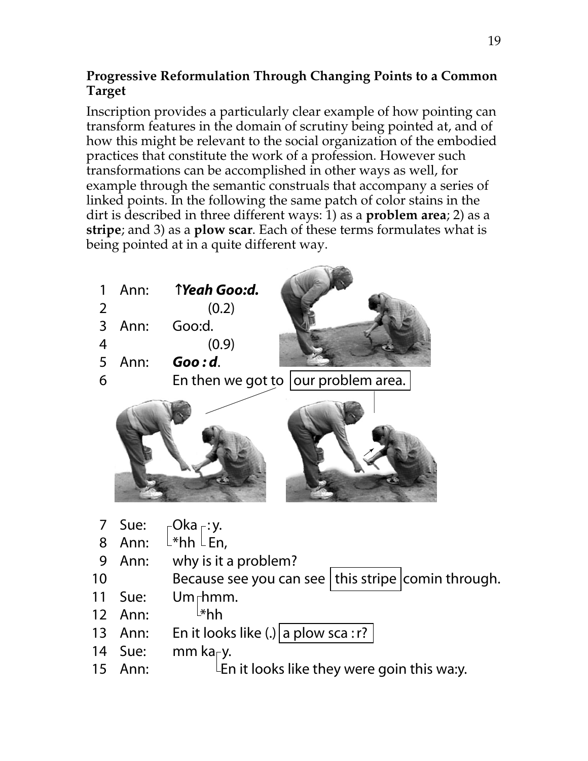**Progressive Reformulation Through Changing Points to a Common Target**

Inscription provides a particularly clear example of how pointing can transform features in the domain of scrutiny being pointed at, and of how this might be relevant to the social organization of the embodied practices that constitute the work of a profession. However such transformations can be accomplished in other ways as well, for example through the semantic construals that accompany a series of linked points. In the following the same patch of color stains in the dirt is described in three different ways: 1) as a **problem area**; 2) as a **stripe**; and 3) as a **plow scar**. Each of these terms formulates what is being pointed at in a quite different way.

```
 1  Ann:   ↑Yeah Goo:d.
 2             (0.2)
 3  Ann:   Goo:d.
 4             (0.9)
 5  Ann:   Goo : d.
 6         En then we got to [our problem area.]

 7  Sue:   ┌Oka┌:y.
 8  Ann:   └*hh └En,
 9  Ann:    why is it a problem?
10          Because see you can see [this stripe] comin through.
11  Sue:    Um┌hmm.
12  Ann:      └*hh
13  Ann:    En it looks like (.) [a plow sca : r?]
14  Sue:    mm ka┌y.
15  Ann:         └En it looks like they were goin this wa:y.
```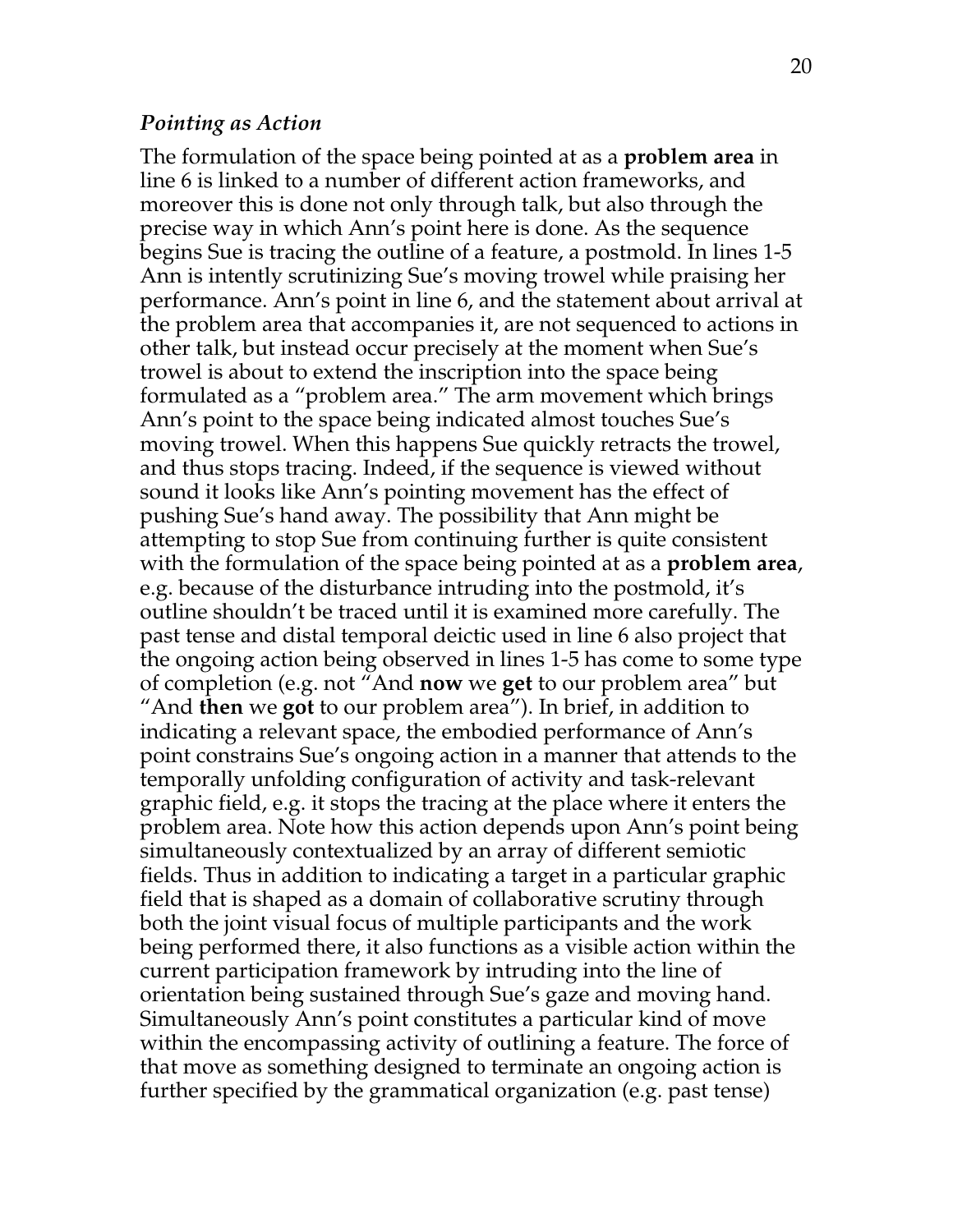### *Pointing as Action*

The formulation of the space being pointed at as a **problem area** in line 6 is linked to a number of different action frameworks, and moreover this is done not only through talk, but also through the precise way in which Ann's point here is done. As the sequence begins Sue is tracing the outline of a feature, a postmold. In lines 1-5 Ann is intently scrutinizing Sue's moving trowel while praising her performance. Ann's point in line 6, and the statement about arrival at the problem area that accompanies it, are not sequenced to actions in other talk, but instead occur precisely at the moment when Sue's trowel is about to extend the inscription into the space being formulated as a "problem area." The arm movement which brings Ann's point to the space being indicated almost touches Sue's moving trowel. When this happens Sue quickly retracts the trowel, and thus stops tracing. Indeed, if the sequence is viewed without sound it looks like Ann's pointing movement has the effect of pushing Sue's hand away. The possibility that Ann might be attempting to stop Sue from continuing further is quite consistent with the formulation of the space being pointed at as a **problem area**, e.g. because of the disturbance intruding into the postmold, it's outline shouldn't be traced until it is examined more carefully. The past tense and distal temporal deictic used in line 6 also project that the ongoing action being observed in lines 1-5 has come to some type of completion (e.g. not "And **now** we **get** to our problem area" but "And **then** we **got** to our problem area"). In brief, in addition to indicating a relevant space, the embodied performance of Ann's point constrains Sue's ongoing action in a manner that attends to the temporally unfolding configuration of activity and task-relevant graphic field, e.g. it stops the tracing at the place where it enters the problem area. Note how this action depends upon Ann's point being simultaneously contextualized by an array of different semiotic fields. Thus in addition to indicating a target in a particular graphic field that is shaped as a domain of collaborative scrutiny through both the joint visual focus of multiple participants and the work being performed there, it also functions as a visible action within the current participation framework by intruding into the line of orientation being sustained through Sue's gaze and moving hand. Simultaneously Ann's point constitutes a particular kind of move within the encompassing activity of outlining a feature. The force of that move as something designed to terminate an ongoing action is further specified by the grammatical organization (e.g. past tense)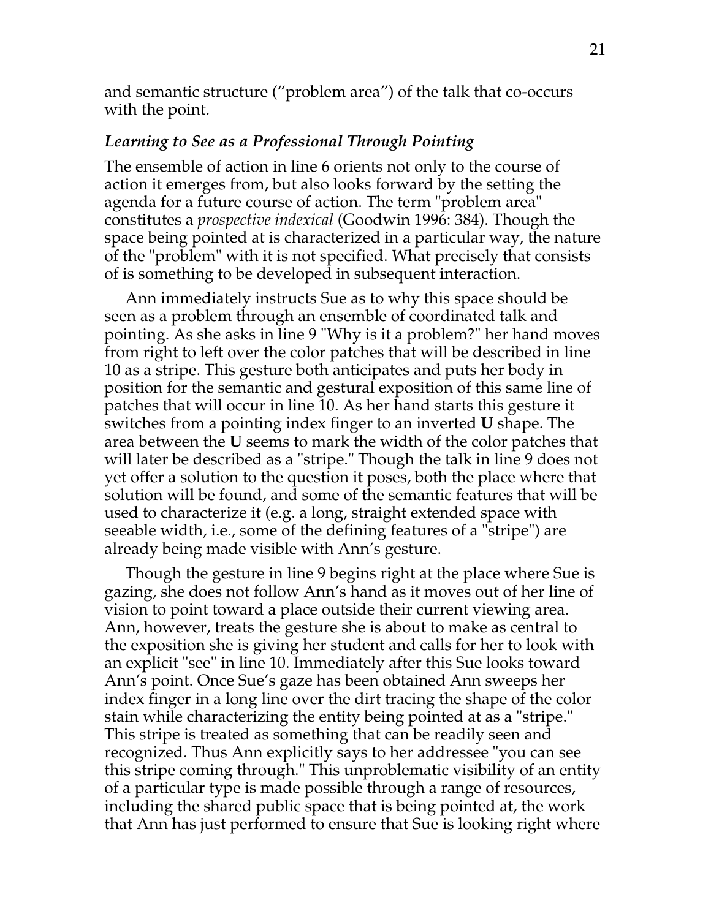and semantic structure ("problem area") of the talk that co-occurs with the point.

### *Learning to See as a Professional Through Pointing*

The ensemble of action in line 6 orients not only to the course of action it emerges from, but also looks forward by the setting the agenda for a future course of action. The term "problem area" constitutes a *prospective indexical* (Goodwin 1996: 384). Though the space being pointed at is characterized in a particular way, the nature of the "problem" with it is not specified. What precisely that consists of is something to be developed in subsequent interaction.

Ann immediately instructs Sue as to why this space should be seen as a problem through an ensemble of coordinated talk and pointing. As she asks in line 9 "Why is it a problem?" her hand moves from right to left over the color patches that will be described in line 10 as a stripe. This gesture both anticipates and puts her body in position for the semantic and gestural exposition of this same line of patches that will occur in line 10. As her hand starts this gesture it switches from a pointing index finger to an inverted **U** shape. The area between the **U** seems to mark the width of the color patches that will later be described as a "stripe." Though the talk in line 9 does not yet offer a solution to the question it poses, both the place where that solution will be found, and some of the semantic features that will be used to characterize it (e.g. a long, straight extended space with seeable width, i.e., some of the defining features of a "stripe") are already being made visible with Ann's gesture.

Though the gesture in line 9 begins right at the place where Sue is gazing, she does not follow Ann's hand as it moves out of her line of vision to point toward a place outside their current viewing area. Ann, however, treats the gesture she is about to make as central to the exposition she is giving her student and calls for her to look with an explicit "see" in line 10. Immediately after this Sue looks toward Ann's point. Once Sue's gaze has been obtained Ann sweeps her index finger in a long line over the dirt tracing the shape of the color stain while characterizing the entity being pointed at as a "stripe." This stripe is treated as something that can be readily seen and recognized. Thus Ann explicitly says to her addressee "you can see this stripe coming through." This unproblematic visibility of an entity of a particular type is made possible through a range of resources, including the shared public space that is being pointed at, the work that Ann has just performed to ensure that Sue is looking right where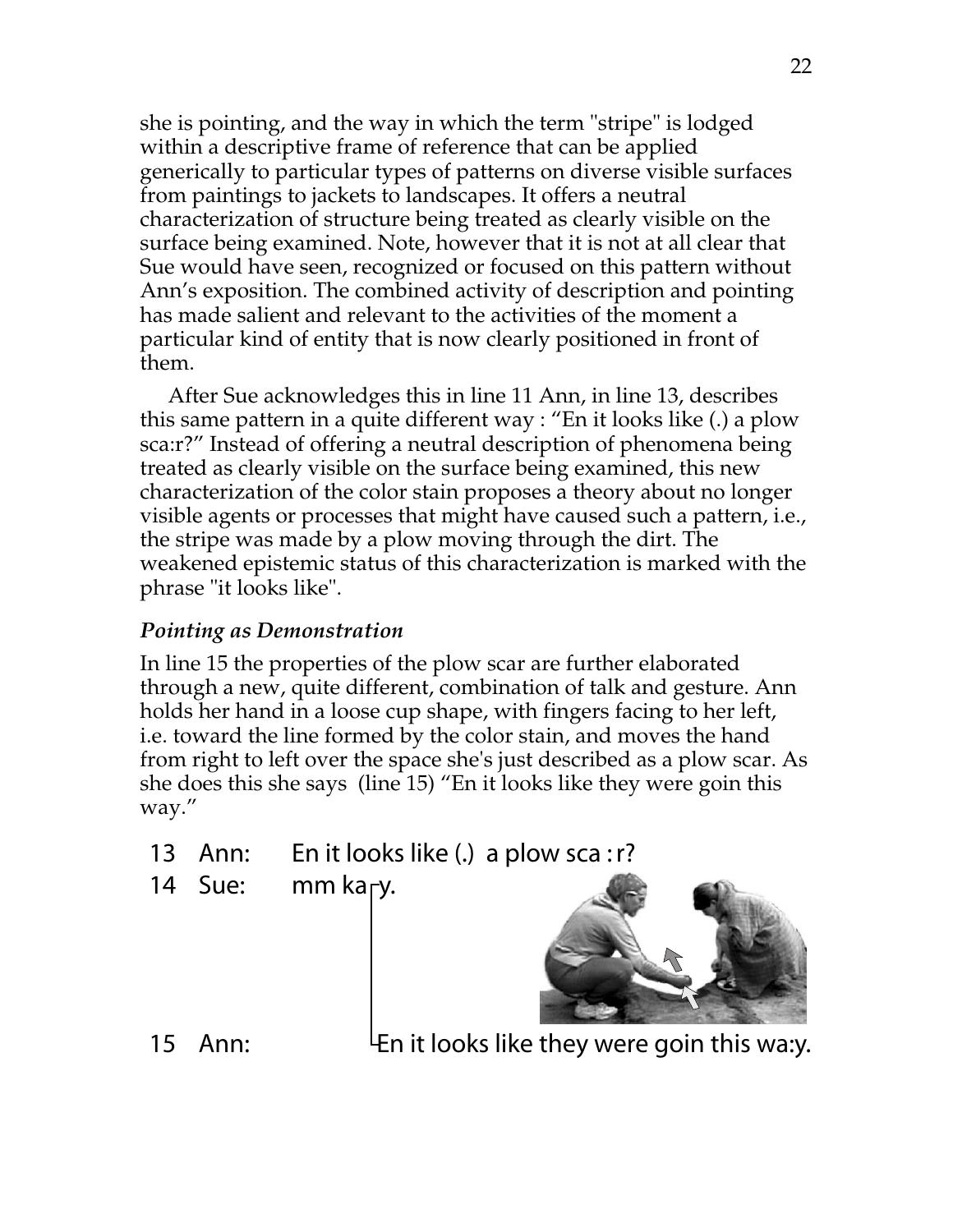she is pointing, and the way in which the term "stripe" is lodged within a descriptive frame of reference that can be applied generically to particular types of patterns on diverse visible surfaces from paintings to jackets to landscapes. It offers a neutral characterization of structure being treated as clearly visible on the surface being examined. Note, however that it is not at all clear that Sue would have seen, recognized or focused on this pattern without Ann's exposition. The combined activity of description and pointing has made salient and relevant to the activities of the moment a particular kind of entity that is now clearly positioned in front of them.

After Sue acknowledges this in line 11 Ann, in line 13, describes this same pattern in a quite different way : "En it looks like (.) a plow sca:r?" Instead of offering a neutral description of phenomena being treated as clearly visible on the surface being examined, this new characterization of the color stain proposes a theory about no longer visible agents or processes that might have caused such a pattern, i.e., the stripe was made by a plow moving through the dirt. The weakened epistemic status of this characterization is marked with the phrase "it looks like".

### *Pointing as Demonstration*

In line 15 the properties of the plow scar are further elaborated through a new, quite different, combination of talk and gesture. Ann holds her hand in a loose cup shape, with fingers facing to her left, i.e. toward the line formed by the color stain, and moves the hand from right to left over the space she's just described as a plow scar. As she does this she says (line 15) "En it looks like they were goin this way."

```
13  Ann:   En it looks like (.)  a plow sca : r?
14  Sue:   mm ka┌y.
                │
15  Ann:        └En it looks like they were goin this wa:y.
```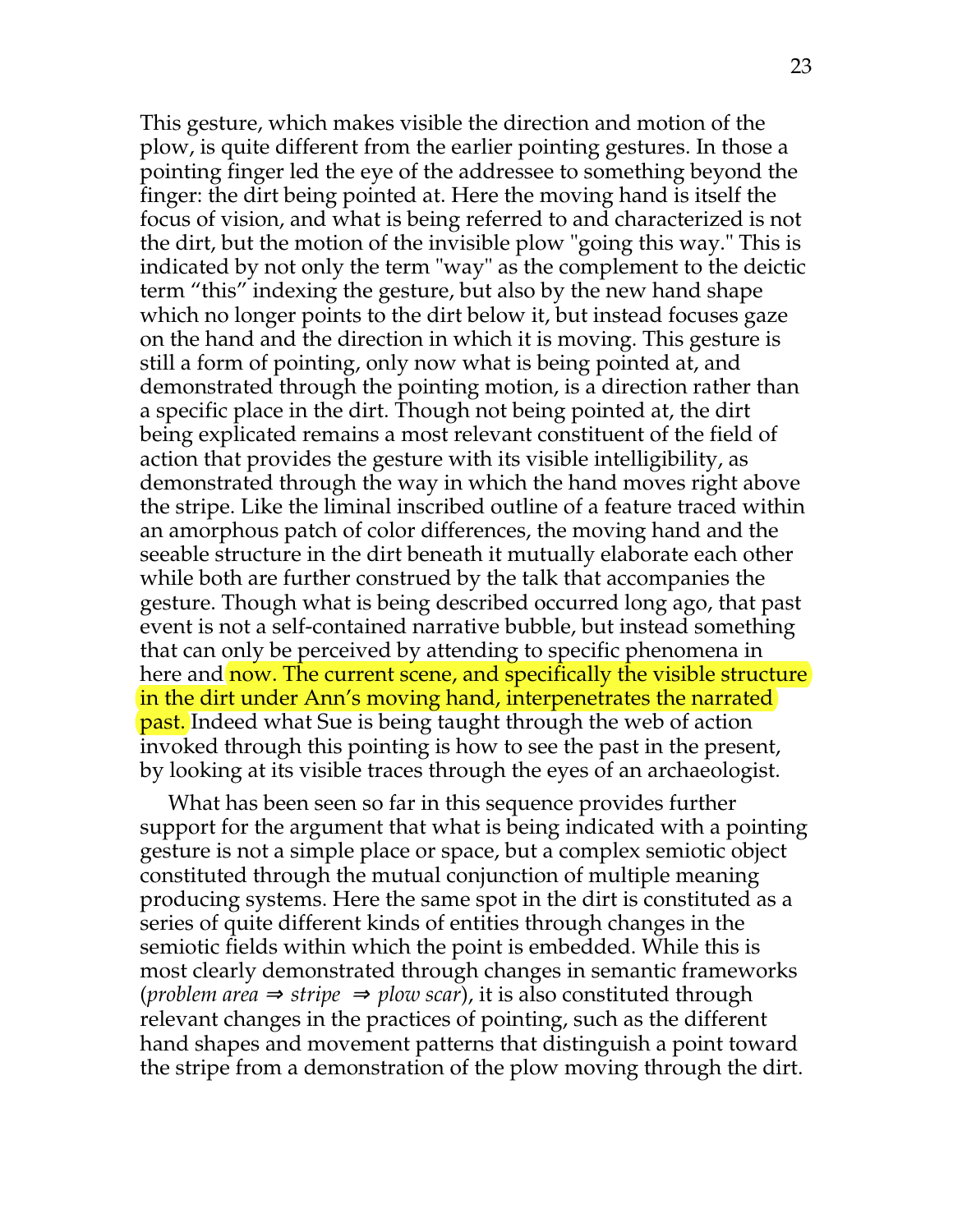This gesture, which makes visible the direction and motion of the plow, is quite different from the earlier pointing gestures. In those a pointing finger led the eye of the addressee to something beyond the finger: the dirt being pointed at. Here the moving hand is itself the focus of vision, and what is being referred to and characterized is not the dirt, but the motion of the invisible plow "going this way." This is indicated by not only the term "way" as the complement to the deictic term “this” indexing the gesture, but also by the new hand shape which no longer points to the dirt below it, but instead focuses gaze on the hand and the direction in which it is moving. This gesture is still a form of pointing, only now what is being pointed at, and demonstrated through the pointing motion, is a direction rather than a specific place in the dirt. Though not being pointed at, the dirt being explicated remains a most relevant constituent of the field of action that provides the gesture with its visible intelligibility, as demonstrated through the way in which the hand moves right above the stripe. Like the liminal inscribed outline of a feature traced within an amorphous patch of color differences, the moving hand and the seeable structure in the dirt beneath it mutually elaborate each other while both are further construed by the talk that accompanies the gesture. Though what is being described occurred long ago, that past event is not a self-contained narrative bubble, but instead something that can only be perceived by attending to specific phenomena in here and now. The current scene, and specifically the visible structure in the dirt under Ann’s moving hand, interpenetrates the narrated past. Indeed what Sue is being taught through the web of action invoked through this pointing is how to see the past in the present, by looking at its visible traces through the eyes of an archaeologist.

What has been seen so far in this sequence provides further support for the argument that what is being indicated with a pointing gesture is not a simple place or space, but a complex semiotic object constituted through the mutual conjunction of multiple meaning producing systems. Here the same spot in the dirt is constituted as a series of quite different kinds of entities through changes in the semiotic fields within which the point is embedded. While this is most clearly demonstrated through changes in semantic frameworks (*problem area* ⇒ *stripe* ⇒ *plow scar*), it is also constituted through relevant changes in the practices of pointing, such as the different hand shapes and movement patterns that distinguish a point toward the stripe from a demonstration of the plow moving through the dirt.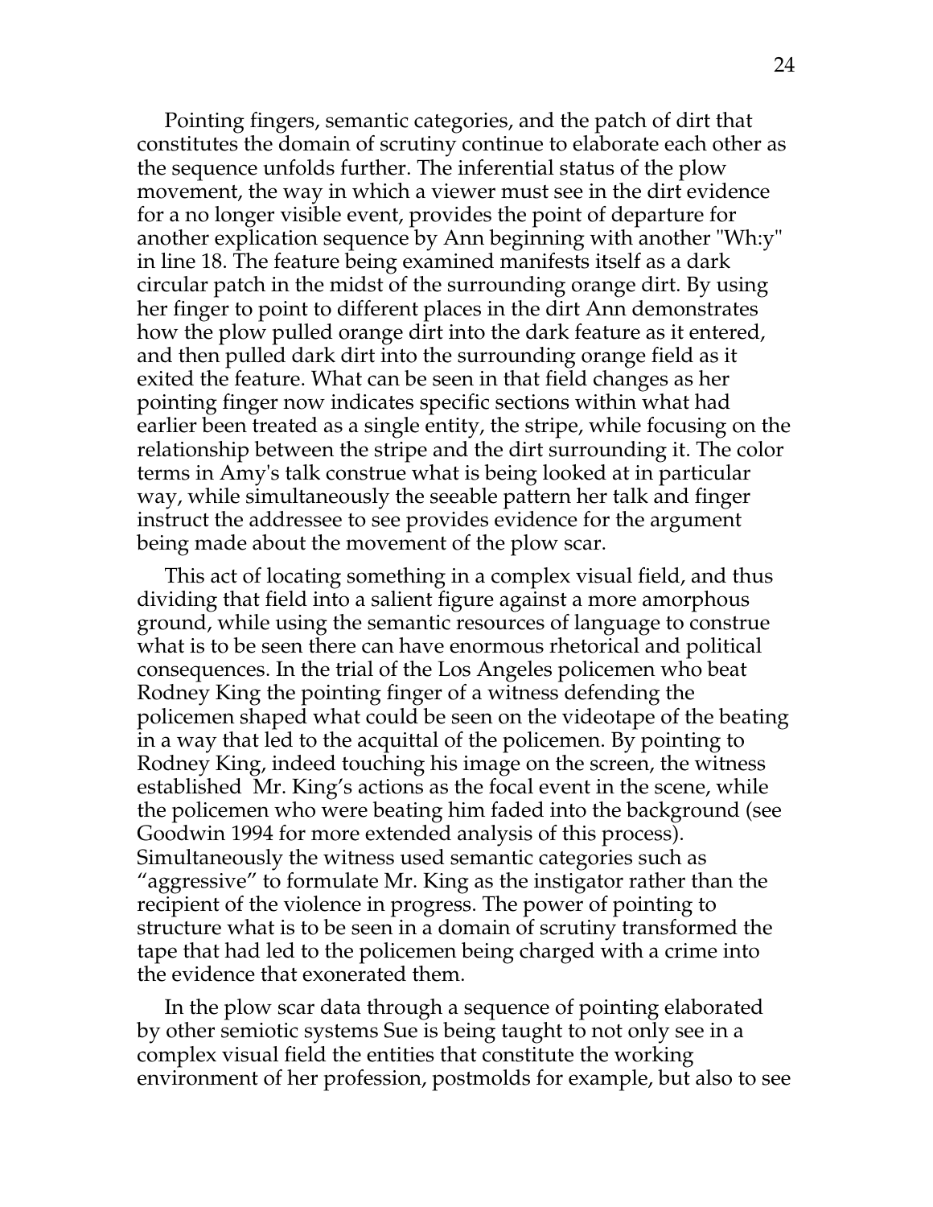Pointing fingers, semantic categories, and the patch of dirt that constitutes the domain of scrutiny continue to elaborate each other as the sequence unfolds further. The inferential status of the plow movement, the way in which a viewer must see in the dirt evidence for a no longer visible event, provides the point of departure for another explication sequence by Ann beginning with another "Wh:y" in line 18. The feature being examined manifests itself as a dark circular patch in the midst of the surrounding orange dirt. By using her finger to point to different places in the dirt Ann demonstrates how the plow pulled orange dirt into the dark feature as it entered, and then pulled dark dirt into the surrounding orange field as it exited the feature. What can be seen in that field changes as her pointing finger now indicates specific sections within what had earlier been treated as a single entity, the stripe, while focusing on the relationship between the stripe and the dirt surrounding it. The color terms in Amy's talk construe what is being looked at in particular way, while simultaneously the seeable pattern her talk and finger instruct the addressee to see provides evidence for the argument being made about the movement of the plow scar.

This act of locating something in a complex visual field, and thus dividing that field into a salient figure against a more amorphous ground, while using the semantic resources of language to construe what is to be seen there can have enormous rhetorical and political consequences. In the trial of the Los Angeles policemen who beat Rodney King the pointing finger of a witness defending the policemen shaped what could be seen on the videotape of the beating in a way that led to the acquittal of the policemen. By pointing to Rodney King, indeed touching his image on the screen, the witness established Mr. King's actions as the focal event in the scene, while the policemen who were beating him faded into the background (see Goodwin 1994 for more extended analysis of this process). Simultaneously the witness used semantic categories such as "aggressive" to formulate Mr. King as the instigator rather than the recipient of the violence in progress. The power of pointing to structure what is to be seen in a domain of scrutiny transformed the tape that had led to the policemen being charged with a crime into the evidence that exonerated them.

In the plow scar data through a sequence of pointing elaborated by other semiotic systems Sue is being taught to not only see in a complex visual field the entities that constitute the working environment of her profession, postmolds for example, but also to see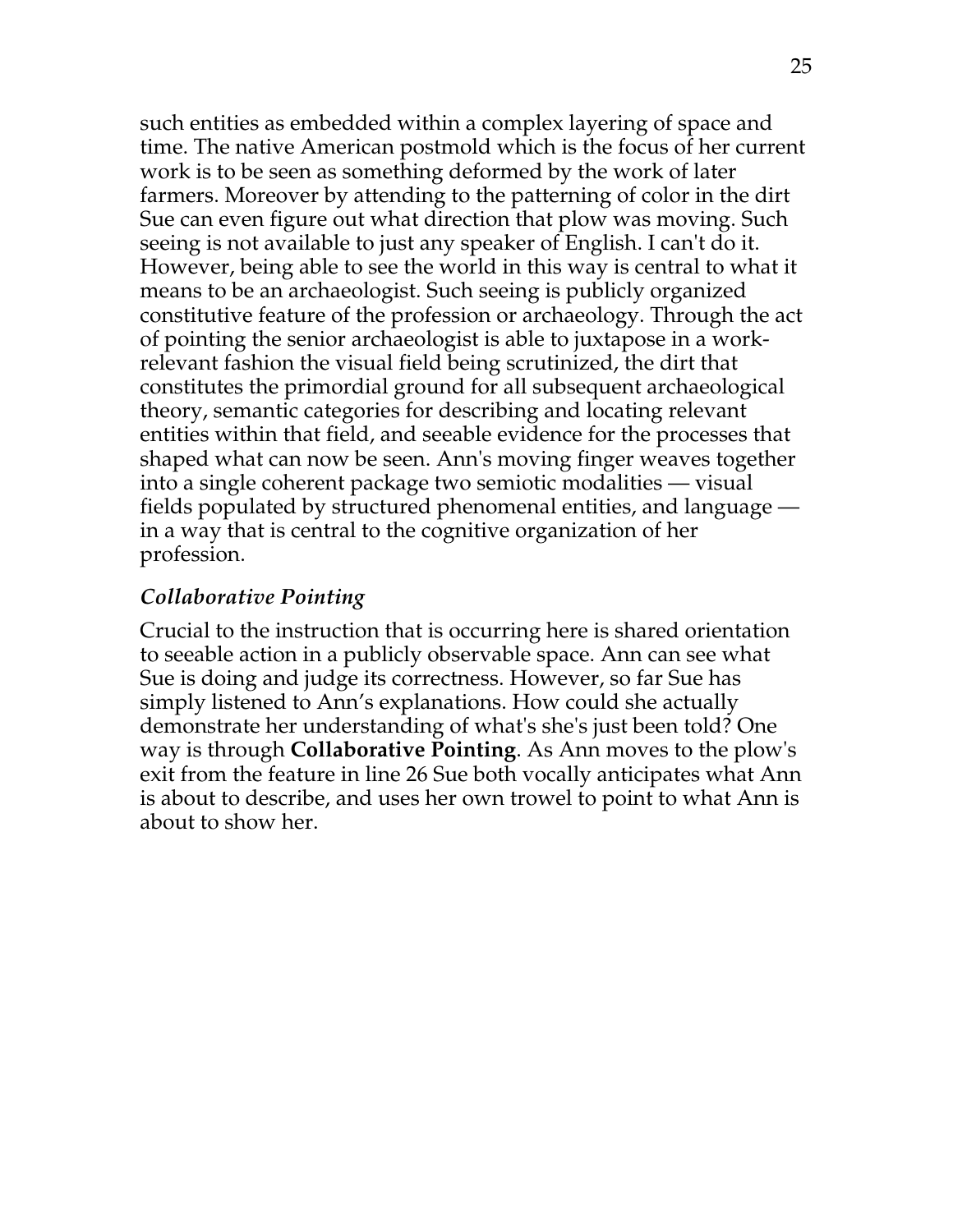such entities as embedded within a complex layering of space and time. The native American postmold which is the focus of her current work is to be seen as something deformed by the work of later farmers. Moreover by attending to the patterning of color in the dirt Sue can even figure out what direction that plow was moving. Such seeing is not available to just any speaker of English. I can't do it. However, being able to see the world in this way is central to what it means to be an archaeologist. Such seeing is publicly organized constitutive feature of the profession or archaeology. Through the act of pointing the senior archaeologist is able to juxtapose in a work-relevant fashion the visual field being scrutinized, the dirt that constitutes the primordial ground for all subsequent archaeological theory, semantic categories for describing and locating relevant entities within that field, and seeable evidence for the processes that shaped what can now be seen. Ann's moving finger weaves together into a single coherent package two semiotic modalities — visual fields populated by structured phenomenal entities, and language — in a way that is central to the cognitive organization of her profession.

### *Collaborative Pointing*

Crucial to the instruction that is occurring here is shared orientation to seeable action in a publicly observable space. Ann can see what Sue is doing and judge its correctness. However, so far Sue has simply listened to Ann's explanations. How could she actually demonstrate her understanding of what's she's just been told? One way is through **Collaborative Pointing**. As Ann moves to the plow's exit from the feature in line 26 Sue both vocally anticipates what Ann is about to describe, and uses her own trowel to point to what Ann is about to show her.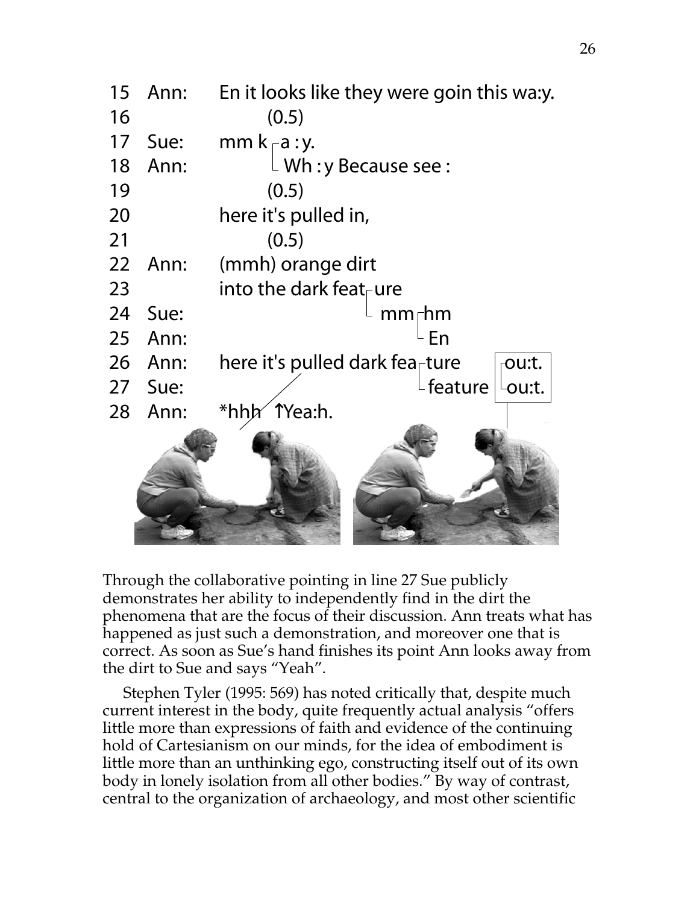```
15  Ann:   En it looks like they were goin this wa:y.
16              (0.5)
17  Sue:   mm k┌a : y.
18  Ann:       └ Wh : y Because see :
19              (0.5)
20         here it's pulled in,
21              (0.5)
22  Ann:   (mmh) orange dirt
23         into the dark feat┌ure
24  Sue:                     └ mm┌hm
25  Ann:                         └ En
26  Ann:   here it's pulled dark fea┌ture    ┌ou:t.
27  Sue:                            └feature └ou:t.
28  Ann:   *hhh ↑Yea:h.
```

Through the collaborative pointing in line 27 Sue publicly demonstrates her ability to independently find in the dirt the phenomena that are the focus of their discussion. Ann treats what has happened as just such a demonstration, and moreover one that is correct. As soon as Sue's hand finishes its point Ann looks away from the dirt to Sue and says "Yeah".

Stephen Tyler (1995: 569) has noted critically that, despite much current interest in the body, quite frequently actual analysis "offers little more than expressions of faith and evidence of the continuing hold of Cartesianism on our minds, for the idea of embodiment is little more than an unthinking ego, constructing itself out of its own body in lonely isolation from all other bodies." By way of contrast, central to the organization of archaeology, and most other scientific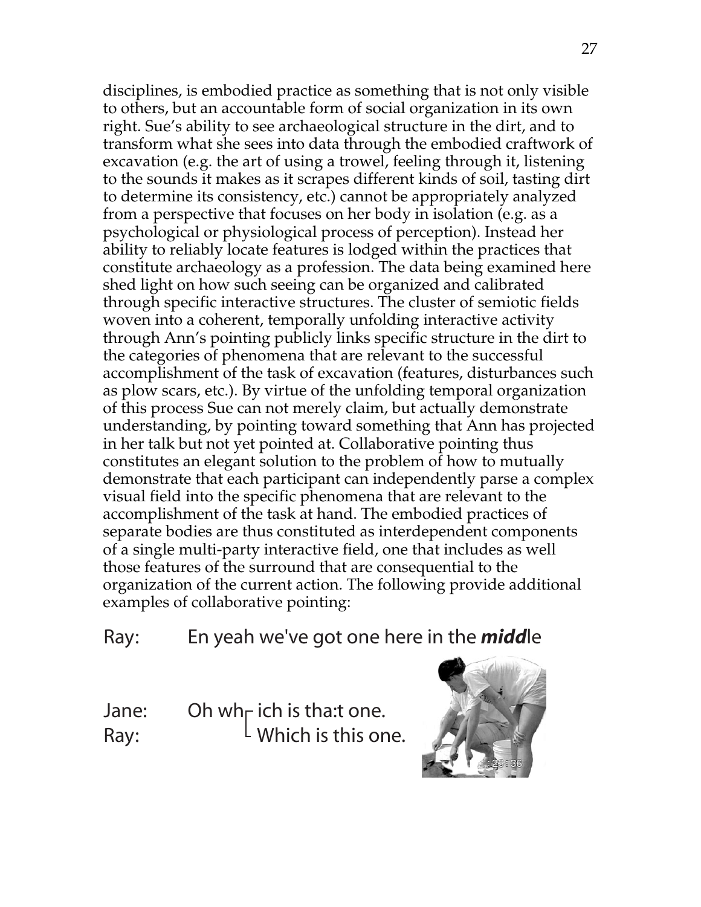disciplines, is embodied practice as something that is not only visible to others, but an accountable form of social organization in its own right. Sue's ability to see archaeological structure in the dirt, and to transform what she sees into data through the embodied craftwork of excavation (e.g. the art of using a trowel, feeling through it, listening to the sounds it makes as it scrapes different kinds of soil, tasting dirt to determine its consistency, etc.) cannot be appropriately analyzed from a perspective that focuses on her body in isolation (e.g. as a psychological or physiological process of perception). Instead her ability to reliably locate features is lodged within the practices that constitute archaeology as a profession. The data being examined here shed light on how such seeing can be organized and calibrated through specific interactive structures. The cluster of semiotic fields woven into a coherent, temporally unfolding interactive activity through Ann's pointing publicly links specific structure in the dirt to the categories of phenomena that are relevant to the successful accomplishment of the task of excavation (features, disturbances such as plow scars, etc.). By virtue of the unfolding temporal organization of this process Sue can not merely claim, but actually demonstrate understanding, by pointing toward something that Ann has projected in her talk but not yet pointed at. Collaborative pointing thus constitutes an elegant solution to the problem of how to mutually demonstrate that each participant can independently parse a complex visual field into the specific phenomena that are relevant to the accomplishment of the task at hand. The embodied practices of separate bodies are thus constituted as interdependent components of a single multi-party interactive field, one that includes as well those features of the surround that are consequential to the organization of the current action. The following provide additional examples of collaborative pointing:

Ray: En yeah we've got one here in the ***midd***le

Jane: Oh wh[ich is tha:t one.
Ray: [Which is this one.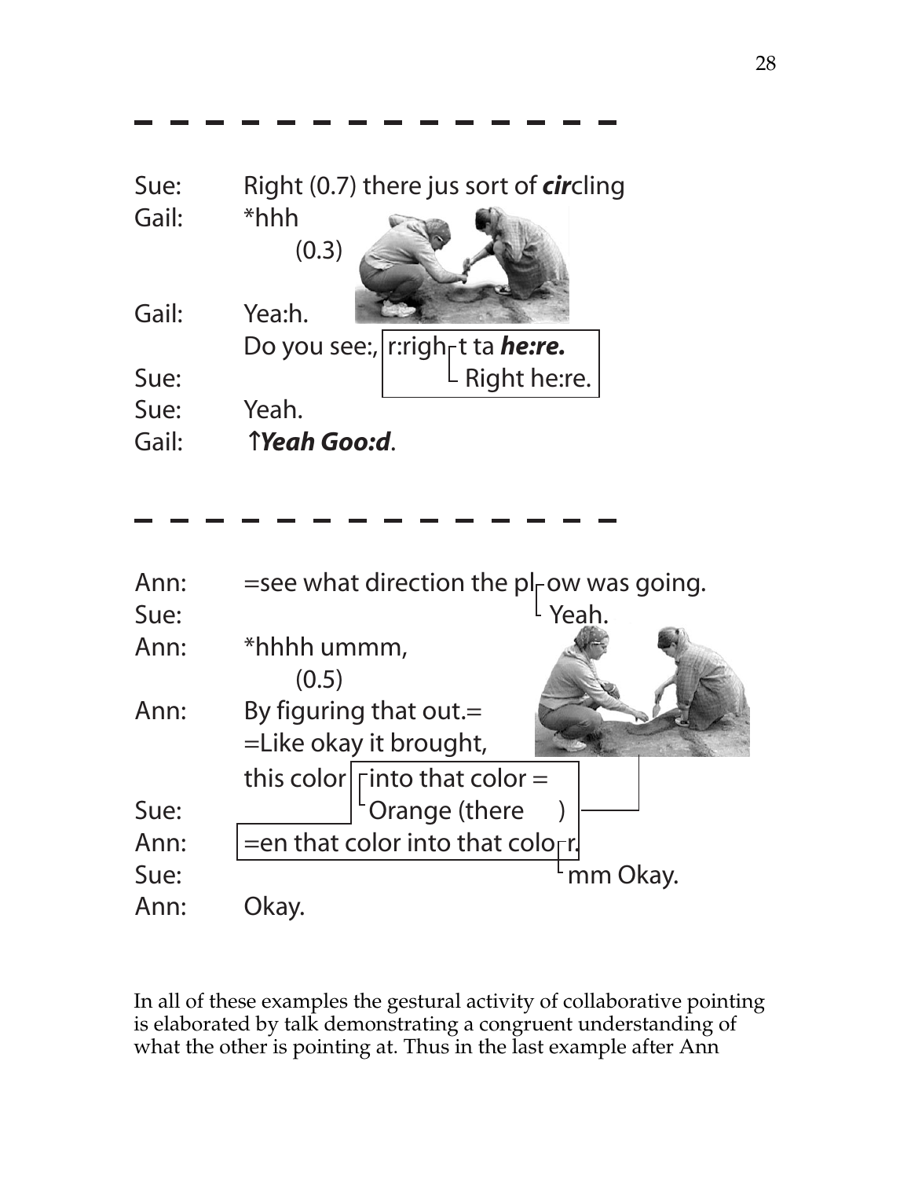---

Sue: Right (0.7) there jus sort of ***cir***cling
Gail: *hhh
(0.3)
Gail: Yea:h.
Do you see:, r:righ┌t ta ***he:re.***
Sue: └ Right he:re.
Sue: Yeah.
Gail: ↑***Yeah Goo:d***.

---

Ann: =see what direction the pl┌ow was going.
Sue: └ Yeah.
Ann: *hhhh ummm,
(0.5)
Ann: By figuring that out.=
=Like okay it brought,
this color ┌into that color =
Sue: └Orange (there )
Ann: =en that color into that colo┌r.
Sue: └mm Okay.
Ann: Okay.

In all of these examples the gestural activity of collaborative pointing is elaborated by talk demonstrating a congruent understanding of what the other is pointing at. Thus in the last example after Ann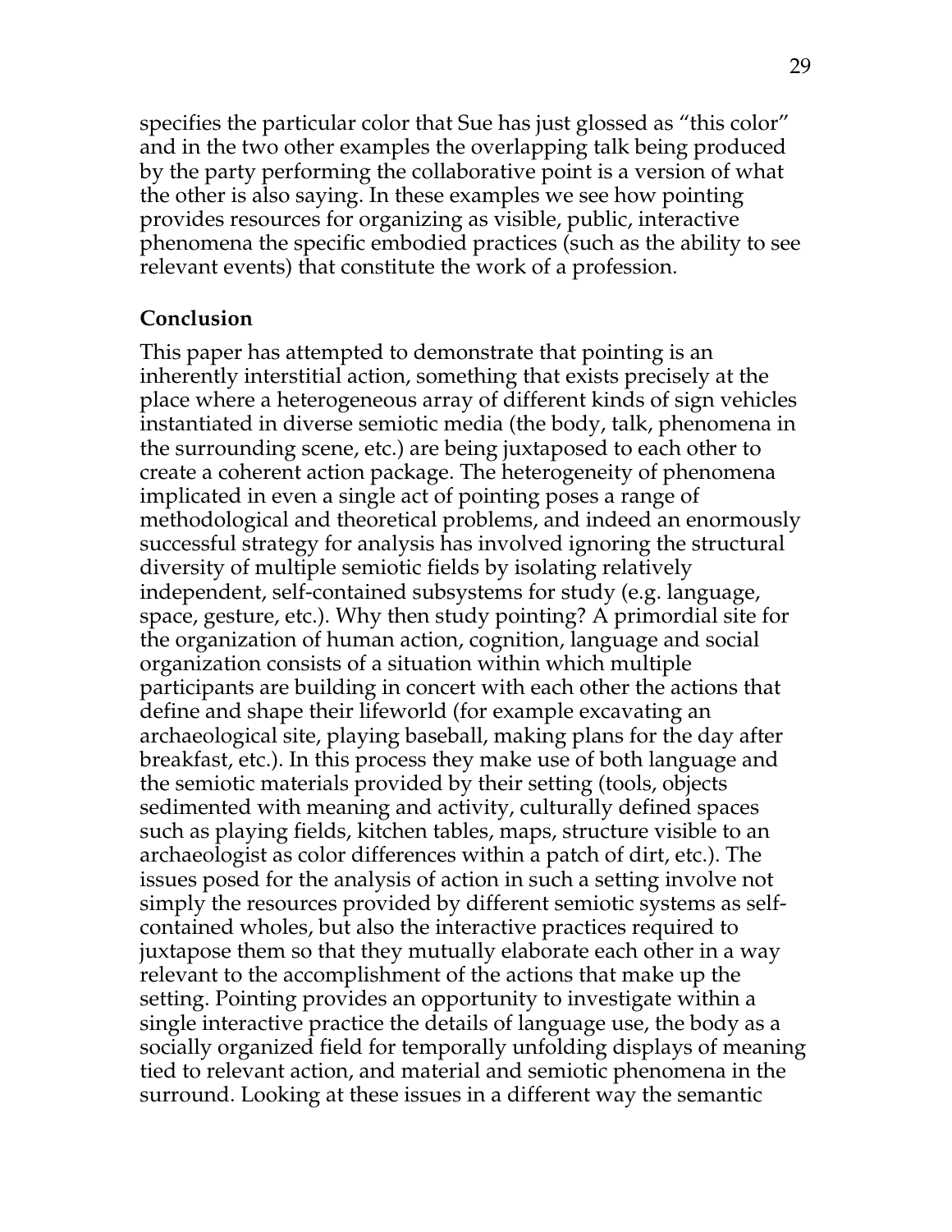specifies the particular color that Sue has just glossed as "this color" and in the two other examples the overlapping talk being produced by the party performing the collaborative point is a version of what the other is also saying. In these examples we see how pointing provides resources for organizing as visible, public, interactive phenomena the specific embodied practices (such as the ability to see relevant events) that constitute the work of a profession.

## Conclusion

This paper has attempted to demonstrate that pointing is an inherently interstitial action, something that exists precisely at the place where a heterogeneous array of different kinds of sign vehicles instantiated in diverse semiotic media (the body, talk, phenomena in the surrounding scene, etc.) are being juxtaposed to each other to create a coherent action package. The heterogeneity of phenomena implicated in even a single act of pointing poses a range of methodological and theoretical problems, and indeed an enormously successful strategy for analysis has involved ignoring the structural diversity of multiple semiotic fields by isolating relatively independent, self-contained subsystems for study (e.g. language, space, gesture, etc.). Why then study pointing? A primordial site for the organization of human action, cognition, language and social organization consists of a situation within which multiple participants are building in concert with each other the actions that define and shape their lifeworld (for example excavating an archaeological site, playing baseball, making plans for the day after breakfast, etc.). In this process they make use of both language and the semiotic materials provided by their setting (tools, objects sedimented with meaning and activity, culturally defined spaces such as playing fields, kitchen tables, maps, structure visible to an archaeologist as color differences within a patch of dirt, etc.). The issues posed for the analysis of action in such a setting involve not simply the resources provided by different semiotic systems as self-contained wholes, but also the interactive practices required to juxtapose them so that they mutually elaborate each other in a way relevant to the accomplishment of the actions that make up the setting. Pointing provides an opportunity to investigate within a single interactive practice the details of language use, the body as a socially organized field for temporally unfolding displays of meaning tied to relevant action, and material and semiotic phenomena in the surround. Looking at these issues in a different way the semantic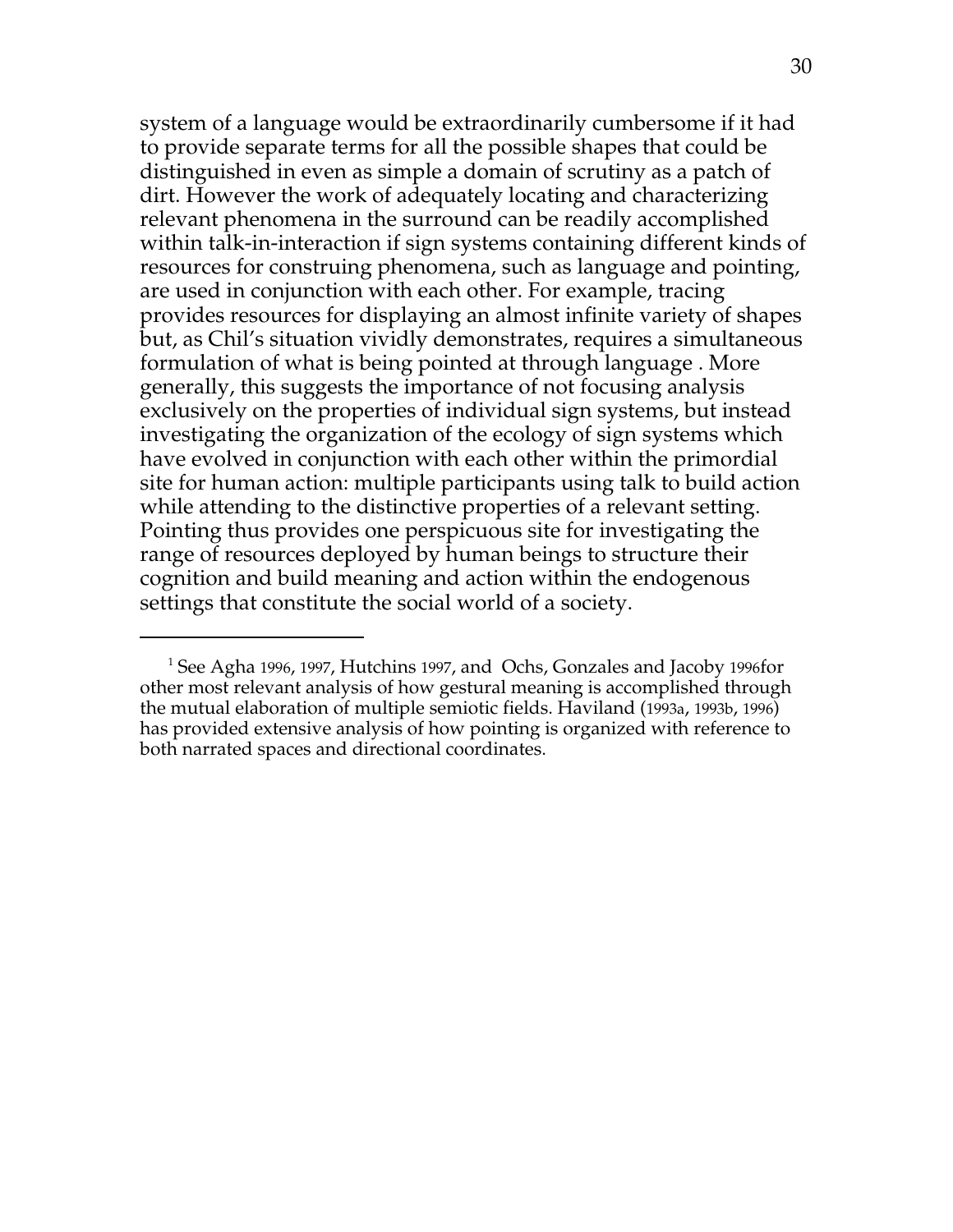system of a language would be extraordinarily cumbersome if it had to provide separate terms for all the possible shapes that could be distinguished in even as simple a domain of scrutiny as a patch of dirt. However the work of adequately locating and characterizing relevant phenomena in the surround can be readily accomplished within talk-in-interaction if sign systems containing different kinds of resources for construing phenomena, such as language and pointing, are used in conjunction with each other. For example, tracing provides resources for displaying an almost infinite variety of shapes but, as Chil's situation vividly demonstrates, requires a simultaneous formulation of what is being pointed at through language . More generally, this suggests the importance of not focusing analysis exclusively on the properties of individual sign systems, but instead investigating the organization of the ecology of sign systems which have evolved in conjunction with each other within the primordial site for human action: multiple participants using talk to build action while attending to the distinctive properties of a relevant setting. Pointing thus provides one perspicuous site for investigating the range of resources deployed by human beings to structure their cognition and build meaning and action within the endogenous settings that constitute the social world of a society.

---

[1] See Agha 1996, 1997, Hutchins 1997, and Ochs, Gonzales and Jacoby 1996for other most relevant analysis of how gestural meaning is accomplished through the mutual elaboration of multiple semiotic fields. Haviland (1993a, 1993b, 1996) has provided extensive analysis of how pointing is organized with reference to both narrated spaces and directional coordinates.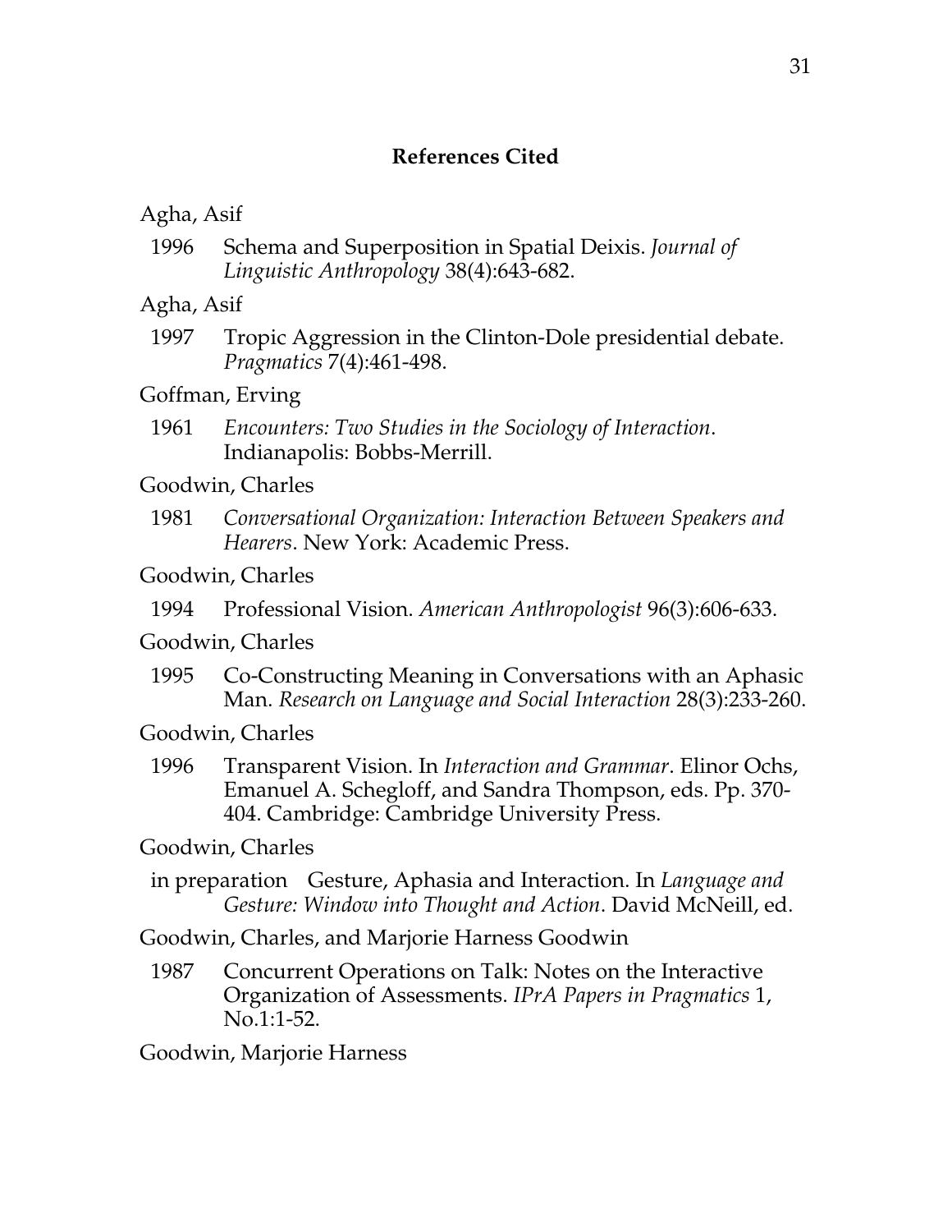## References Cited

Agha, Asif

1996 Schema and Superposition in Spatial Deixis. *Journal of Linguistic Anthropology* 38(4):643-682.

Agha, Asif

1997 Tropic Aggression in the Clinton-Dole presidential debate. *Pragmatics* 7(4):461-498.

Goffman, Erving

1961 *Encounters: Two Studies in the Sociology of Interaction*. Indianapolis: Bobbs-Merrill.

Goodwin, Charles

1981 *Conversational Organization: Interaction Between Speakers and Hearers*. New York: Academic Press.

Goodwin, Charles

1994 Professional Vision. *American Anthropologist* 96(3):606-633.

Goodwin, Charles

1995 Co-Constructing Meaning in Conversations with an Aphasic Man. *Research on Language and Social Interaction* 28(3):233-260.

Goodwin, Charles

1996 Transparent Vision. In *Interaction and Grammar*. Elinor Ochs, Emanuel A. Schegloff, and Sandra Thompson, eds. Pp. 370-404. Cambridge: Cambridge University Press.

Goodwin, Charles

in preparation Gesture, Aphasia and Interaction. In *Language and Gesture: Window into Thought and Action*. David McNeill, ed.

Goodwin, Charles, and Marjorie Harness Goodwin

1987 Concurrent Operations on Talk: Notes on the Interactive Organization of Assessments. *IPrA Papers in Pragmatics* 1, No.1:1-52.

Goodwin, Marjorie Harness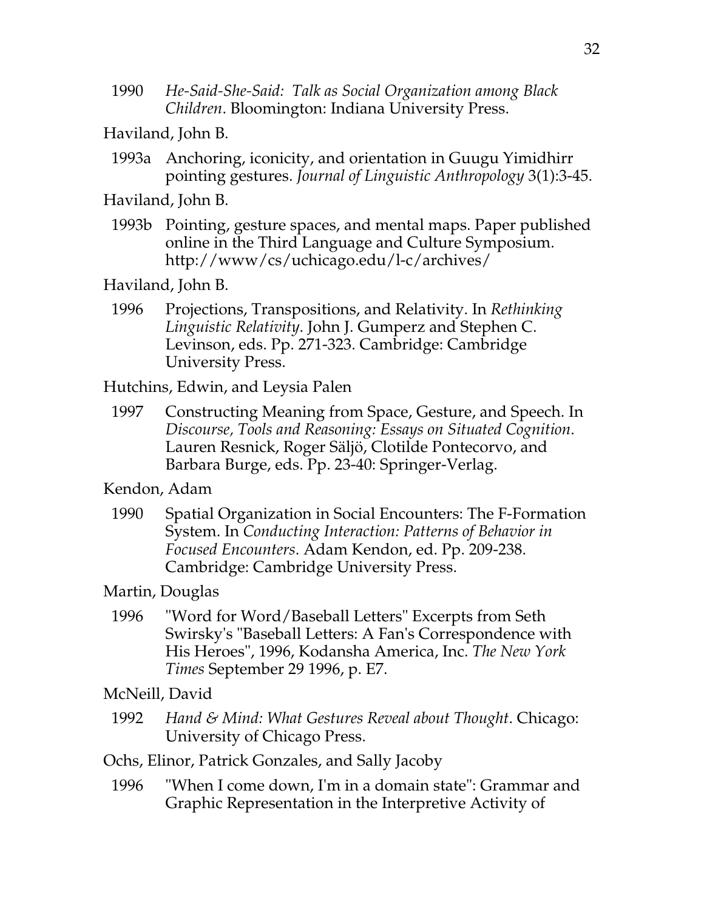1990 *He-Said-She-Said: Talk as Social Organization among Black Children*. Bloomington: Indiana University Press.

Haviland, John B.

1993a Anchoring, iconicity, and orientation in Guugu Yimidhirr pointing gestures. *Journal of Linguistic Anthropology* 3(1):3-45.

Haviland, John B.

1993b Pointing, gesture spaces, and mental maps. Paper published online in the Third Language and Culture Symposium. http://www/cs/uchicago.edu/l-c/archives/

Haviland, John B.

1996 Projections, Transpositions, and Relativity. In *Rethinking Linguistic Relativity*. John J. Gumperz and Stephen C. Levinson, eds. Pp. 271-323. Cambridge: Cambridge University Press.

Hutchins, Edwin, and Leysia Palen

1997 Constructing Meaning from Space, Gesture, and Speech. In *Discourse, Tools and Reasoning: Essays on Situated Cognition*. Lauren Resnick, Roger Säljö, Clotilde Pontecorvo, and Barbara Burge, eds. Pp. 23-40: Springer-Verlag.

Kendon, Adam

1990 Spatial Organization in Social Encounters: The F-Formation System. In *Conducting Interaction: Patterns of Behavior in Focused Encounters*. Adam Kendon, ed. Pp. 209-238. Cambridge: Cambridge University Press.

Martin, Douglas

1996 "Word for Word/Baseball Letters" Excerpts from Seth Swirsky's "Baseball Letters: A Fan's Correspondence with His Heroes", 1996, Kodansha America, Inc. *The New York Times* September 29 1996, p. E7.

McNeill, David

1992 *Hand & Mind: What Gestures Reveal about Thought*. Chicago: University of Chicago Press.

Ochs, Elinor, Patrick Gonzales, and Sally Jacoby

1996 "When I come down, I'm in a domain state": Grammar and Graphic Representation in the Interpretive Activity of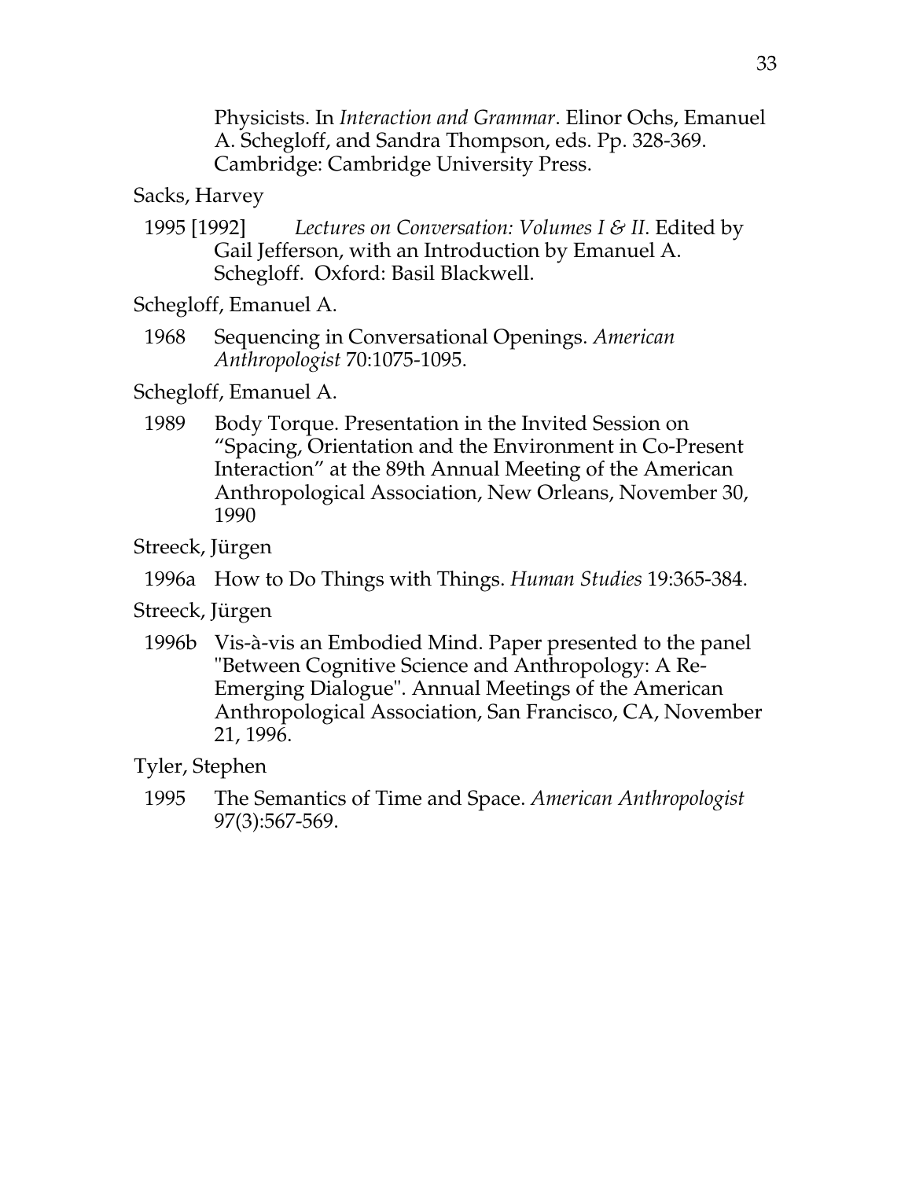Physicists. In *Interaction and Grammar*. Elinor Ochs, Emanuel A. Schegloff, and Sandra Thompson, eds. Pp. 328-369. Cambridge: Cambridge University Press.

Sacks, Harvey

1995 [1992] *Lectures on Conversation: Volumes I & II*. Edited by Gail Jefferson, with an Introduction by Emanuel A. Schegloff. Oxford: Basil Blackwell.

Schegloff, Emanuel A.

1968 Sequencing in Conversational Openings. *American Anthropologist* 70:1075-1095.

Schegloff, Emanuel A.

1989 Body Torque. Presentation in the Invited Session on "Spacing, Orientation and the Environment in Co-Present Interaction" at the 89th Annual Meeting of the American Anthropological Association, New Orleans, November 30, 1990

Streeck, Jürgen

1996a How to Do Things with Things. *Human Studies* 19:365-384.

Streeck, Jürgen

1996b Vis-à-vis an Embodied Mind. Paper presented to the panel "Between Cognitive Science and Anthropology: A Re-Emerging Dialogue". Annual Meetings of the American Anthropological Association, San Francisco, CA, November 21, 1996.

Tyler, Stephen

1995 The Semantics of Time and Space. *American Anthropologist* 97(3):567-569.